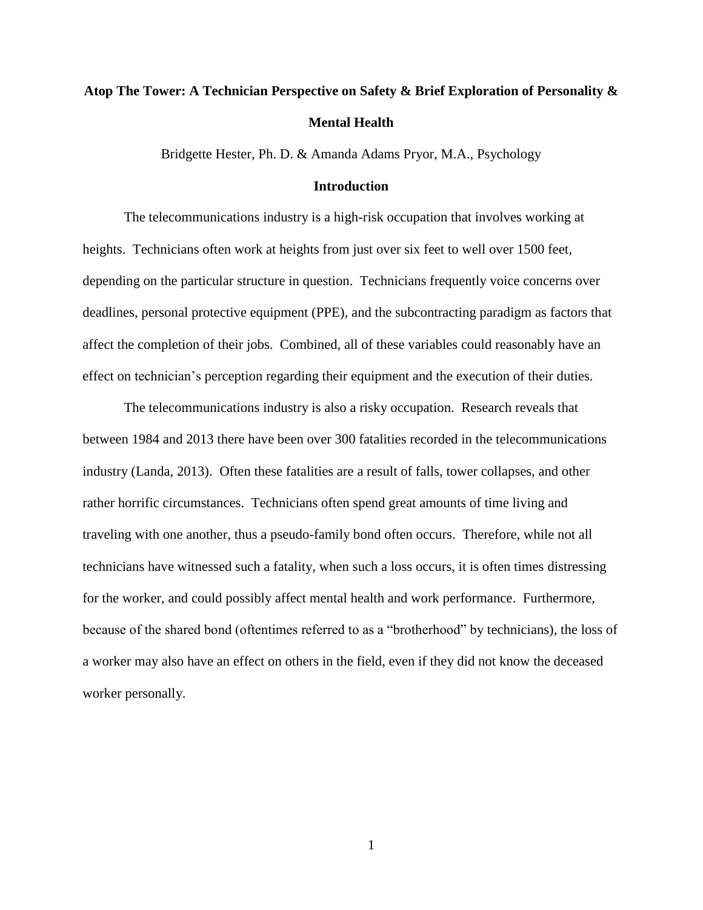# Atop The Tower: A Technician Perspective on Safety & Brief Exploration of Personality & Mental Health

Bridgette Hester, Ph. D. & Amanda Adams Pryor, M.A., Psychology

## Introduction

The telecommunications industry is a high-risk occupation that involves working at heights. Technicians often work at heights from just over six feet to well over 1500 feet, depending on the particular structure in question. Technicians frequently voice concerns over deadlines, personal protective equipment (PPE), and the subcontracting paradigm as factors that affect the completion of their jobs. Combined, all of these variables could reasonably have an effect on technician's perception regarding their equipment and the execution of their duties.

The telecommunications industry is also a risky occupation. Research reveals that between 1984 and 2013 there have been over 300 fatalities recorded in the telecommunications industry (Landa, 2013). Often these fatalities are a result of falls, tower collapses, and other rather horrific circumstances. Technicians often spend great amounts of time living and traveling with one another, thus a pseudo-family bond often occurs. Therefore, while not all technicians have witnessed such a fatality, when such a loss occurs, it is often times distressing for the worker, and could possibly affect mental health and work performance. Furthermore, because of the shared bond (oftentimes referred to as a "brotherhood" by technicians), the loss of a worker may also have an effect on others in the field, even if they did not know the deceased worker personally.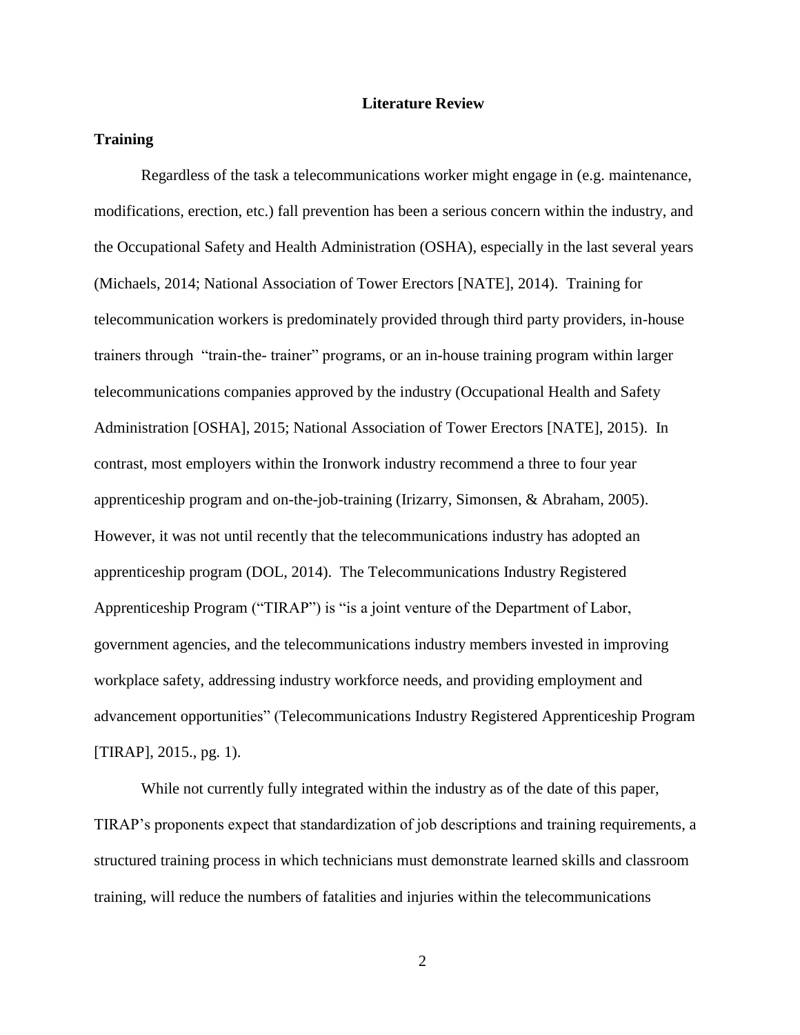# Literature Review

## Training

Regardless of the task a telecommunications worker might engage in (e.g. maintenance, modifications, erection, etc.) fall prevention has been a serious concern within the industry, and the Occupational Safety and Health Administration (OSHA), especially in the last several years (Michaels, 2014; National Association of Tower Erectors [NATE], 2014). Training for telecommunication workers is predominately provided through third party providers, in-house trainers through "train-the- trainer" programs, or an in-house training program within larger telecommunications companies approved by the industry (Occupational Health and Safety Administration [OSHA], 2015; National Association of Tower Erectors [NATE], 2015). In contrast, most employers within the Ironwork industry recommend a three to four year apprenticeship program and on-the-job-training (Irizarry, Simonsen, & Abraham, 2005). However, it was not until recently that the telecommunications industry has adopted an apprenticeship program (DOL, 2014). The Telecommunications Industry Registered Apprenticeship Program ("TIRAP") is "is a joint venture of the Department of Labor, government agencies, and the telecommunications industry members invested in improving workplace safety, addressing industry workforce needs, and providing employment and advancement opportunities" (Telecommunications Industry Registered Apprenticeship Program [TIRAP], 2015., pg. 1).

While not currently fully integrated within the industry as of the date of this paper, TIRAP's proponents expect that standardization of job descriptions and training requirements, a structured training process in which technicians must demonstrate learned skills and classroom training, will reduce the numbers of fatalities and injuries within the telecommunications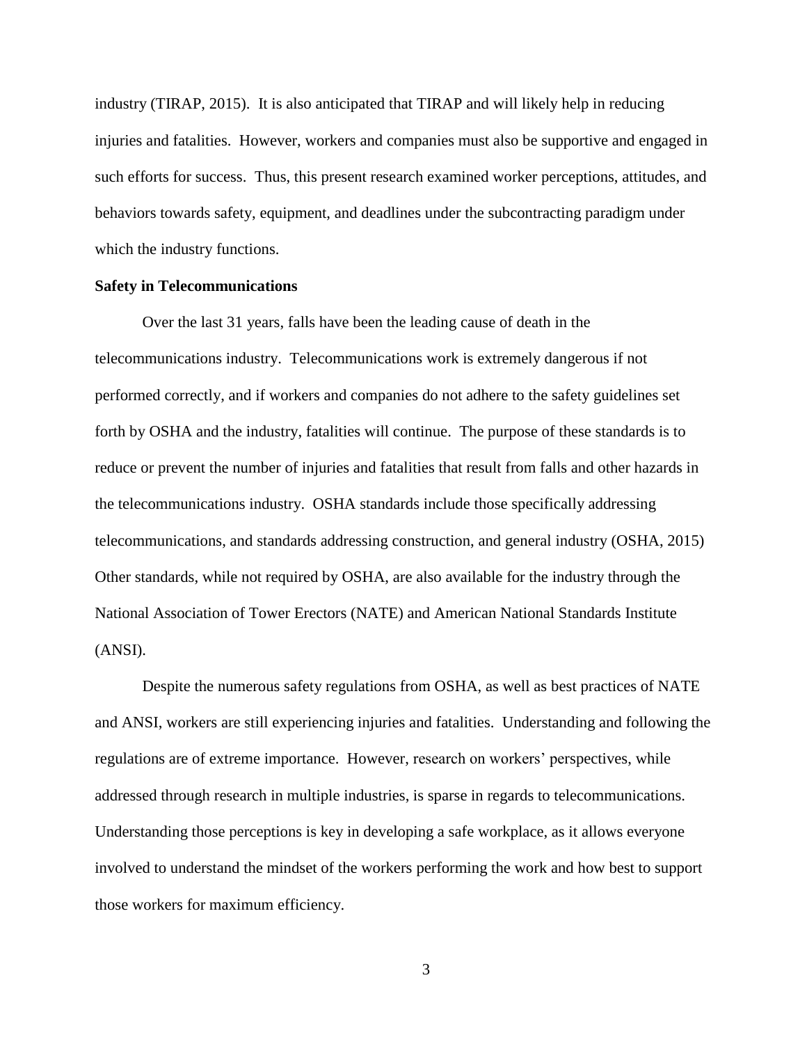industry (TIRAP, 2015). It is also anticipated that TIRAP and will likely help in reducing injuries and fatalities. However, workers and companies must also be supportive and engaged in such efforts for success. Thus, this present research examined worker perceptions, attitudes, and behaviors towards safety, equipment, and deadlines under the subcontracting paradigm under which the industry functions.

**Safety in Telecommunications**

Over the last 31 years, falls have been the leading cause of death in the telecommunications industry. Telecommunications work is extremely dangerous if not performed correctly, and if workers and companies do not adhere to the safety guidelines set forth by OSHA and the industry, fatalities will continue. The purpose of these standards is to reduce or prevent the number of injuries and fatalities that result from falls and other hazards in the telecommunications industry. OSHA standards include those specifically addressing telecommunications, and standards addressing construction, and general industry (OSHA, 2015) Other standards, while not required by OSHA, are also available for the industry through the National Association of Tower Erectors (NATE) and American National Standards Institute (ANSI).

Despite the numerous safety regulations from OSHA, as well as best practices of NATE and ANSI, workers are still experiencing injuries and fatalities. Understanding and following the regulations are of extreme importance. However, research on workers' perspectives, while addressed through research in multiple industries, is sparse in regards to telecommunications. Understanding those perceptions is key in developing a safe workplace, as it allows everyone involved to understand the mindset of the workers performing the work and how best to support those workers for maximum efficiency.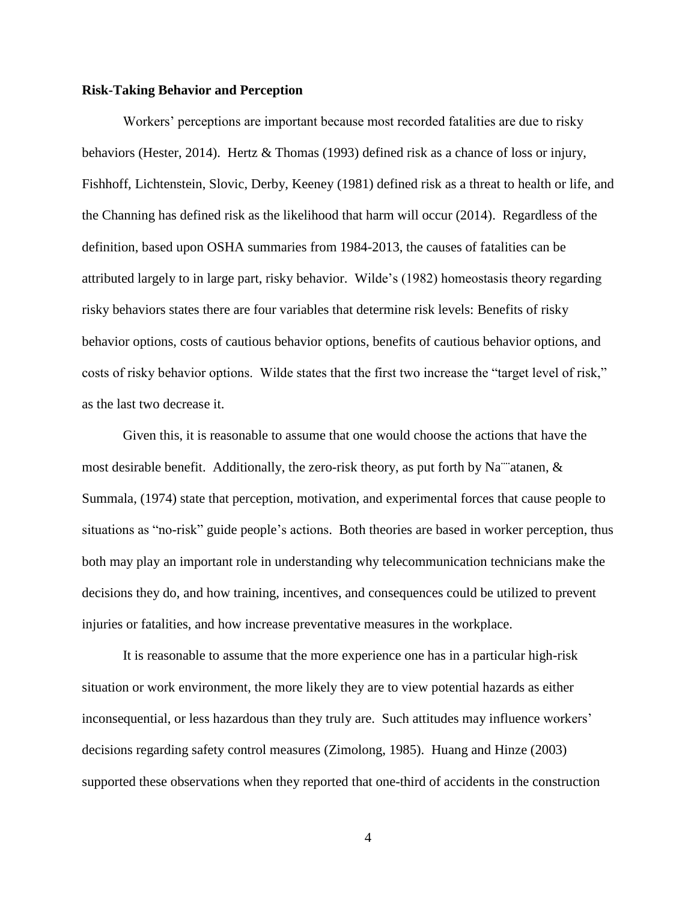**Risk-Taking Behavior and Perception**

Workers' perceptions are important because most recorded fatalities are due to risky behaviors (Hester, 2014). Hertz & Thomas (1993) defined risk as a chance of loss or injury, Fishhoff, Lichtenstein, Slovic, Derby, Keeney (1981) defined risk as a threat to health or life, and the Channing has defined risk as the likelihood that harm will occur (2014). Regardless of the definition, based upon OSHA summaries from 1984-2013, the causes of fatalities can be attributed largely to in large part, risky behavior. Wilde's (1982) homeostasis theory regarding risky behaviors states there are four variables that determine risk levels: Benefits of risky behavior options, costs of cautious behavior options, benefits of cautious behavior options, and costs of risky behavior options. Wilde states that the first two increase the "target level of risk," as the last two decrease it.

Given this, it is reasonable to assume that one would choose the actions that have the most desirable benefit. Additionally, the zero-risk theory, as put forth by Na¨¨atanen, & Summala, (1974) state that perception, motivation, and experimental forces that cause people to situations as "no-risk" guide people's actions. Both theories are based in worker perception, thus both may play an important role in understanding why telecommunication technicians make the decisions they do, and how training, incentives, and consequences could be utilized to prevent injuries or fatalities, and how increase preventative measures in the workplace.

It is reasonable to assume that the more experience one has in a particular high-risk situation or work environment, the more likely they are to view potential hazards as either inconsequential, or less hazardous than they truly are. Such attitudes may influence workers' decisions regarding safety control measures (Zimolong, 1985). Huang and Hinze (2003) supported these observations when they reported that one-third of accidents in the construction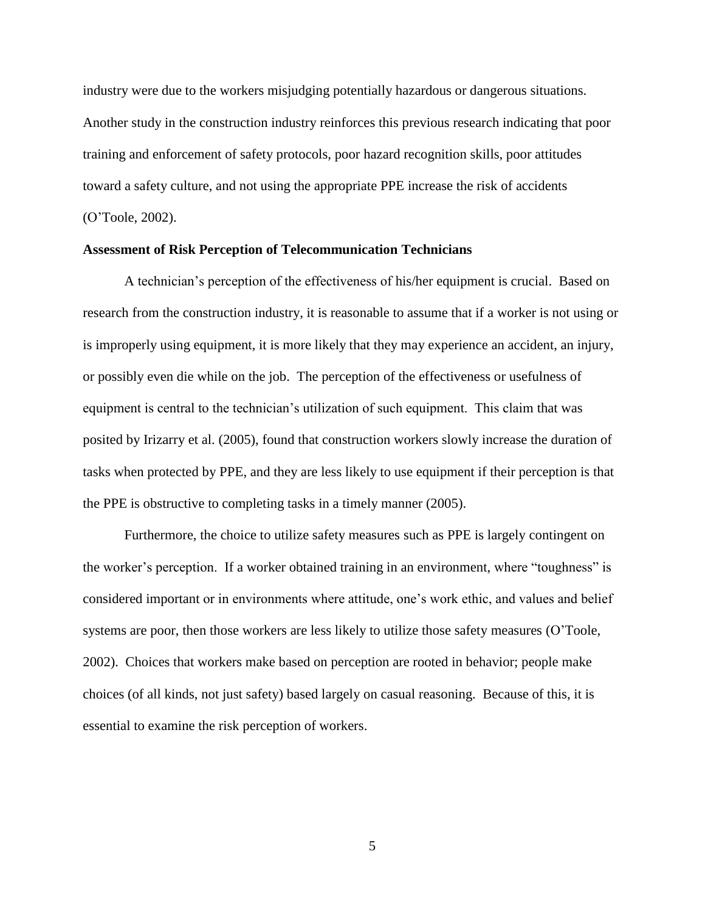industry were due to the workers misjudging potentially hazardous or dangerous situations. Another study in the construction industry reinforces this previous research indicating that poor training and enforcement of safety protocols, poor hazard recognition skills, poor attitudes toward a safety culture, and not using the appropriate PPE increase the risk of accidents (O'Toole, 2002).

**Assessment of Risk Perception of Telecommunication Technicians**

A technician's perception of the effectiveness of his/her equipment is crucial. Based on research from the construction industry, it is reasonable to assume that if a worker is not using or is improperly using equipment, it is more likely that they may experience an accident, an injury, or possibly even die while on the job. The perception of the effectiveness or usefulness of equipment is central to the technician's utilization of such equipment. This claim that was posited by Irizarry et al. (2005), found that construction workers slowly increase the duration of tasks when protected by PPE, and they are less likely to use equipment if their perception is that the PPE is obstructive to completing tasks in a timely manner (2005).

Furthermore, the choice to utilize safety measures such as PPE is largely contingent on the worker's perception. If a worker obtained training in an environment, where "toughness" is considered important or in environments where attitude, one's work ethic, and values and belief systems are poor, then those workers are less likely to utilize those safety measures (O'Toole, 2002). Choices that workers make based on perception are rooted in behavior; people make choices (of all kinds, not just safety) based largely on casual reasoning. Because of this, it is essential to examine the risk perception of workers.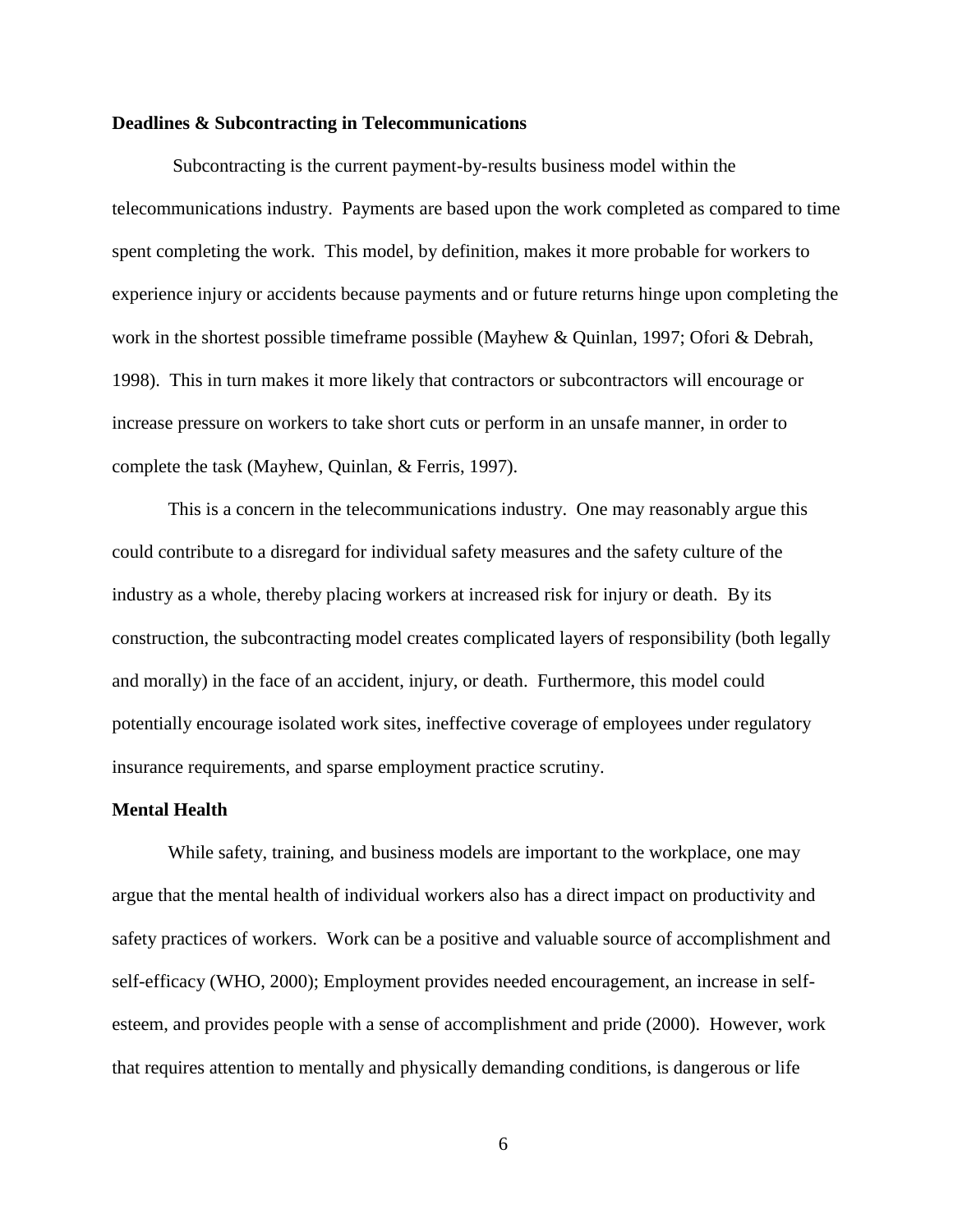**Deadlines & Subcontracting in Telecommunications**

Subcontracting is the current payment-by-results business model within the telecommunications industry. Payments are based upon the work completed as compared to time spent completing the work. This model, by definition, makes it more probable for workers to experience injury or accidents because payments and or future returns hinge upon completing the work in the shortest possible timeframe possible (Mayhew & Quinlan, 1997; Ofori & Debrah, 1998). This in turn makes it more likely that contractors or subcontractors will encourage or increase pressure on workers to take short cuts or perform in an unsafe manner, in order to complete the task (Mayhew, Quinlan, & Ferris, 1997).

This is a concern in the telecommunications industry. One may reasonably argue this could contribute to a disregard for individual safety measures and the safety culture of the industry as a whole, thereby placing workers at increased risk for injury or death. By its construction, the subcontracting model creates complicated layers of responsibility (both legally and morally) in the face of an accident, injury, or death. Furthermore, this model could potentially encourage isolated work sites, ineffective coverage of employees under regulatory insurance requirements, and sparse employment practice scrutiny.

**Mental Health**

While safety, training, and business models are important to the workplace, one may argue that the mental health of individual workers also has a direct impact on productivity and safety practices of workers. Work can be a positive and valuable source of accomplishment and self-efficacy (WHO, 2000); Employment provides needed encouragement, an increase in self-esteem, and provides people with a sense of accomplishment and pride (2000). However, work that requires attention to mentally and physically demanding conditions, is dangerous or life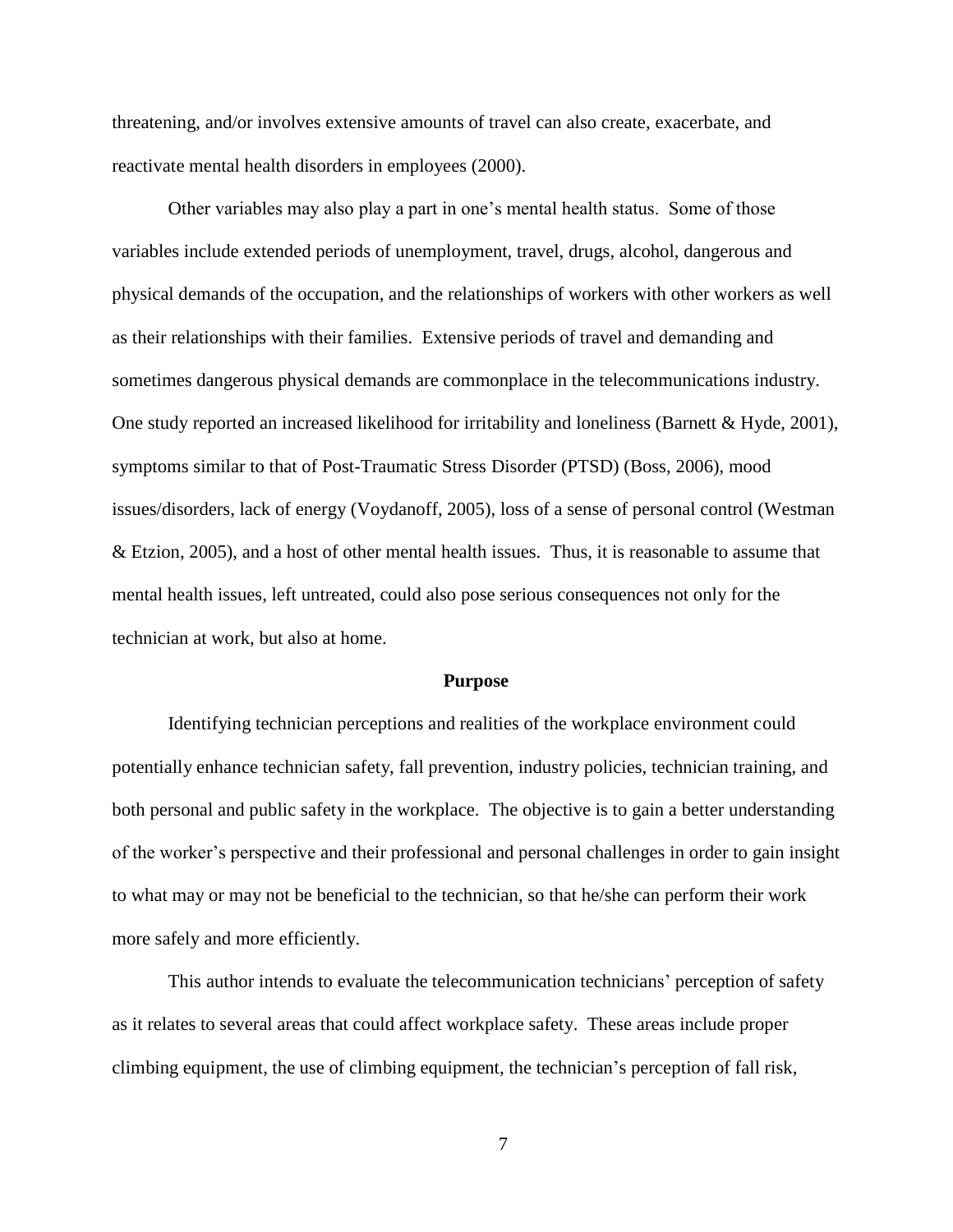threatening, and/or involves extensive amounts of travel can also create, exacerbate, and reactivate mental health disorders in employees (2000).

Other variables may also play a part in one's mental health status. Some of those variables include extended periods of unemployment, travel, drugs, alcohol, dangerous and physical demands of the occupation, and the relationships of workers with other workers as well as their relationships with their families. Extensive periods of travel and demanding and sometimes dangerous physical demands are commonplace in the telecommunications industry. One study reported an increased likelihood for irritability and loneliness (Barnett & Hyde, 2001), symptoms similar to that of Post-Traumatic Stress Disorder (PTSD) (Boss, 2006), mood issues/disorders, lack of energy (Voydanoff, 2005), loss of a sense of personal control (Westman & Etzion, 2005), and a host of other mental health issues. Thus, it is reasonable to assume that mental health issues, left untreated, could also pose serious consequences not only for the technician at work, but also at home.

## Purpose

Identifying technician perceptions and realities of the workplace environment could potentially enhance technician safety, fall prevention, industry policies, technician training, and both personal and public safety in the workplace. The objective is to gain a better understanding of the worker's perspective and their professional and personal challenges in order to gain insight to what may or may not be beneficial to the technician, so that he/she can perform their work more safely and more efficiently.

This author intends to evaluate the telecommunication technicians' perception of safety as it relates to several areas that could affect workplace safety. These areas include proper climbing equipment, the use of climbing equipment, the technician's perception of fall risk,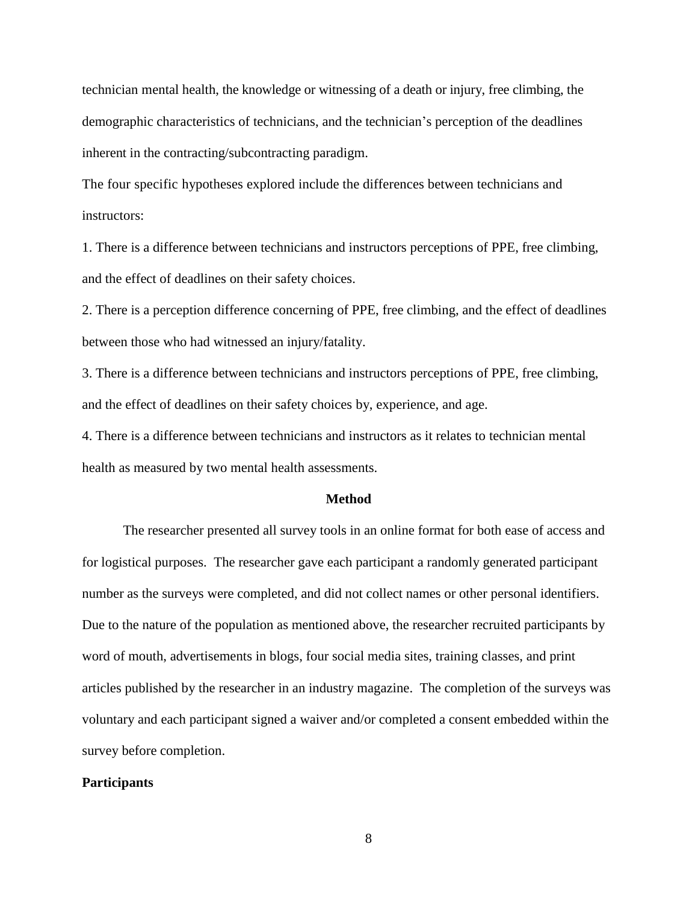technician mental health, the knowledge or witnessing of a death or injury, free climbing, the demographic characteristics of technicians, and the technician's perception of the deadlines inherent in the contracting/subcontracting paradigm.

The four specific hypotheses explored include the differences between technicians and instructors:

1. There is a difference between technicians and instructors perceptions of PPE, free climbing, and the effect of deadlines on their safety choices.
2. There is a perception difference concerning of PPE, free climbing, and the effect of deadlines between those who had witnessed an injury/fatality.
3. There is a difference between technicians and instructors perceptions of PPE, free climbing, and the effect of deadlines on their safety choices by, experience, and age.
4. There is a difference between technicians and instructors as it relates to technician mental health as measured by two mental health assessments.

## Method

The researcher presented all survey tools in an online format for both ease of access and for logistical purposes. The researcher gave each participant a randomly generated participant number as the surveys were completed, and did not collect names or other personal identifiers. Due to the nature of the population as mentioned above, the researcher recruited participants by word of mouth, advertisements in blogs, four social media sites, training classes, and print articles published by the researcher in an industry magazine. The completion of the surveys was voluntary and each participant signed a waiver and/or completed a consent embedded within the survey before completion.

### Participants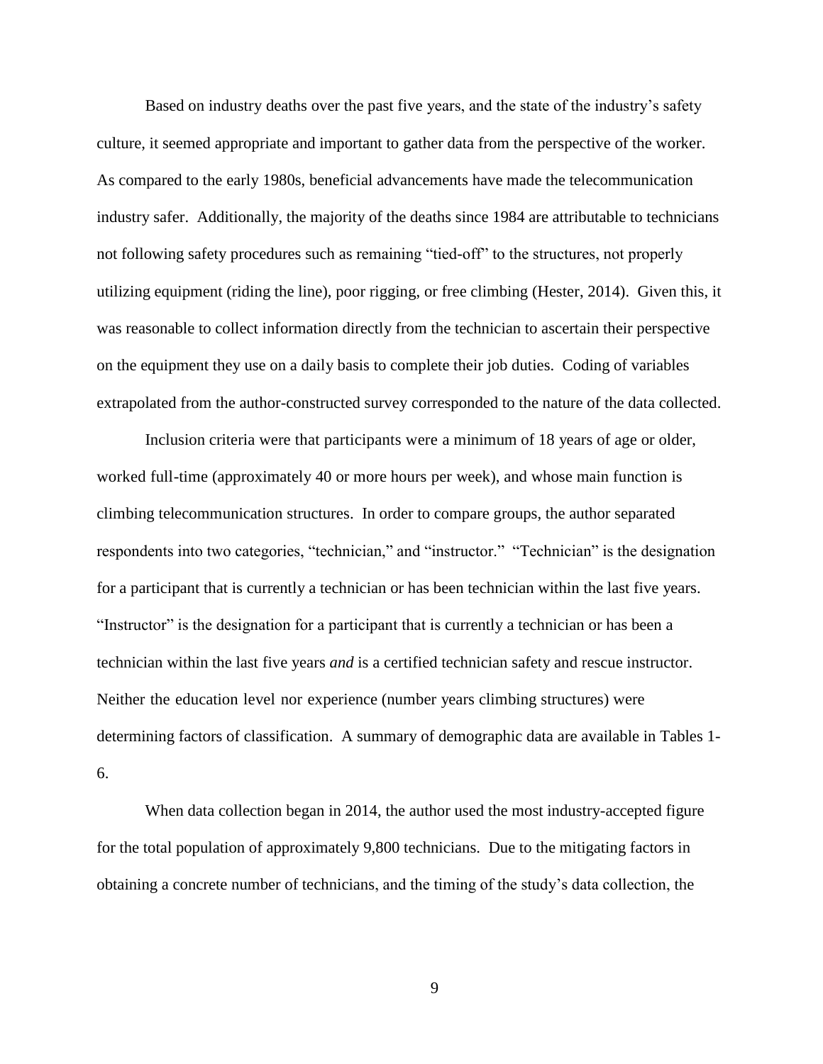Based on industry deaths over the past five years, and the state of the industry's safety culture, it seemed appropriate and important to gather data from the perspective of the worker. As compared to the early 1980s, beneficial advancements have made the telecommunication industry safer. Additionally, the majority of the deaths since 1984 are attributable to technicians not following safety procedures such as remaining "tied-off" to the structures, not properly utilizing equipment (riding the line), poor rigging, or free climbing (Hester, 2014). Given this, it was reasonable to collect information directly from the technician to ascertain their perspective on the equipment they use on a daily basis to complete their job duties. Coding of variables extrapolated from the author-constructed survey corresponded to the nature of the data collected.

Inclusion criteria were that participants were a minimum of 18 years of age or older, worked full-time (approximately 40 or more hours per week), and whose main function is climbing telecommunication structures. In order to compare groups, the author separated respondents into two categories, "technician," and "instructor." "Technician" is the designation for a participant that is currently a technician or has been technician within the last five years. "Instructor" is the designation for a participant that is currently a technician or has been a technician within the last five years *and* is a certified technician safety and rescue instructor. Neither the education level nor experience (number years climbing structures) were determining factors of classification. A summary of demographic data are available in Tables 1-6.

When data collection began in 2014, the author used the most industry-accepted figure for the total population of approximately 9,800 technicians. Due to the mitigating factors in obtaining a concrete number of technicians, and the timing of the study's data collection, the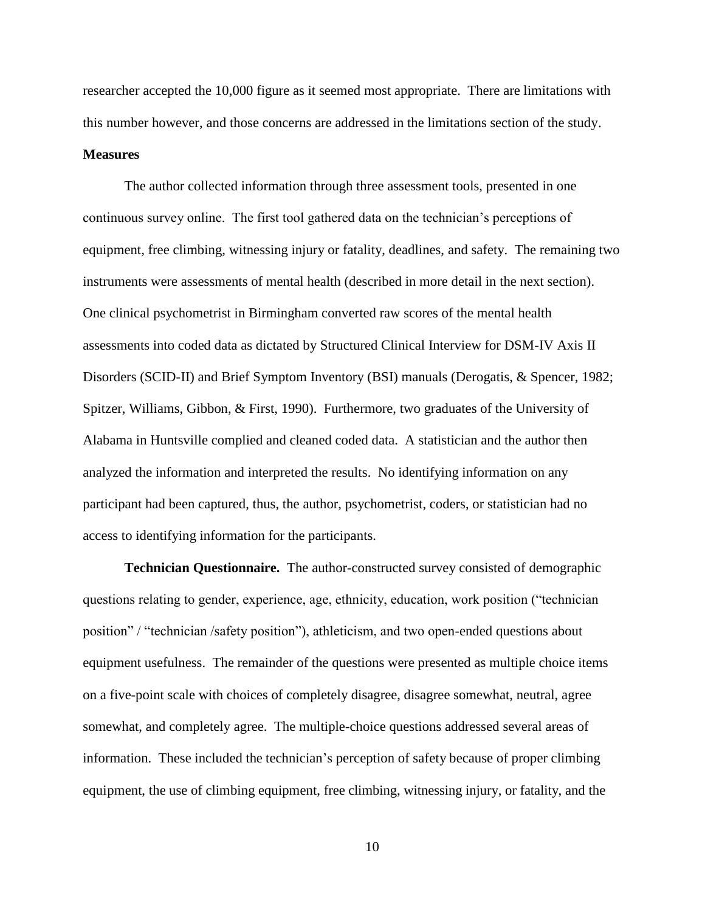researcher accepted the 10,000 figure as it seemed most appropriate. There are limitations with this number however, and those concerns are addressed in the limitations section of the study.

**Measures**

The author collected information through three assessment tools, presented in one continuous survey online. The first tool gathered data on the technician's perceptions of equipment, free climbing, witnessing injury or fatality, deadlines, and safety. The remaining two instruments were assessments of mental health (described in more detail in the next section). One clinical psychometrist in Birmingham converted raw scores of the mental health assessments into coded data as dictated by Structured Clinical Interview for DSM-IV Axis II Disorders (SCID-II) and Brief Symptom Inventory (BSI) manuals (Derogatis, & Spencer, 1982; Spitzer, Williams, Gibbon, & First, 1990). Furthermore, two graduates of the University of Alabama in Huntsville complied and cleaned coded data. A statistician and the author then analyzed the information and interpreted the results. No identifying information on any participant had been captured, thus, the author, psychometrist, coders, or statistician had no access to identifying information for the participants.

**Technician Questionnaire.** The author-constructed survey consisted of demographic questions relating to gender, experience, age, ethnicity, education, work position ("technician position" / "technician /safety position"), athleticism, and two open-ended questions about equipment usefulness. The remainder of the questions were presented as multiple choice items on a five-point scale with choices of completely disagree, disagree somewhat, neutral, agree somewhat, and completely agree. The multiple-choice questions addressed several areas of information. These included the technician's perception of safety because of proper climbing equipment, the use of climbing equipment, free climbing, witnessing injury, or fatality, and the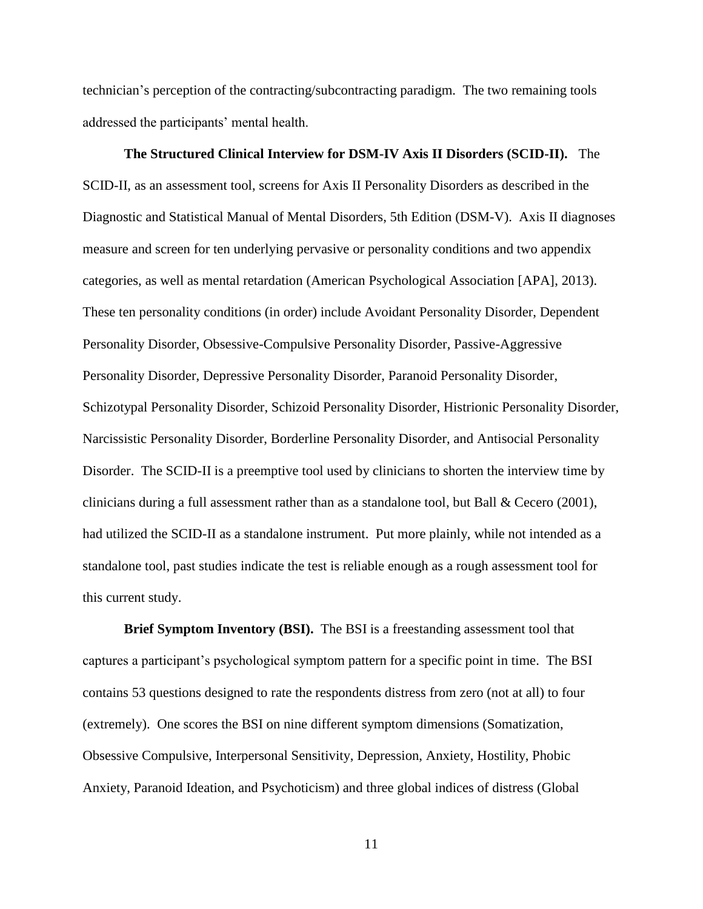technician's perception of the contracting/subcontracting paradigm. The two remaining tools addressed the participants' mental health.

**The Structured Clinical Interview for DSM-IV Axis II Disorders (SCID-II).** The SCID-II, as an assessment tool, screens for Axis II Personality Disorders as described in the Diagnostic and Statistical Manual of Mental Disorders, 5th Edition (DSM-V). Axis II diagnoses measure and screen for ten underlying pervasive or personality conditions and two appendix categories, as well as mental retardation (American Psychological Association [APA], 2013). These ten personality conditions (in order) include Avoidant Personality Disorder, Dependent Personality Disorder, Obsessive-Compulsive Personality Disorder, Passive-Aggressive Personality Disorder, Depressive Personality Disorder, Paranoid Personality Disorder, Schizotypal Personality Disorder, Schizoid Personality Disorder, Histrionic Personality Disorder, Narcissistic Personality Disorder, Borderline Personality Disorder, and Antisocial Personality Disorder. The SCID-II is a preemptive tool used by clinicians to shorten the interview time by clinicians during a full assessment rather than as a standalone tool, but Ball & Cecero (2001), had utilized the SCID-II as a standalone instrument. Put more plainly, while not intended as a standalone tool, past studies indicate the test is reliable enough as a rough assessment tool for this current study.

**Brief Symptom Inventory (BSI).** The BSI is a freestanding assessment tool that captures a participant's psychological symptom pattern for a specific point in time. The BSI contains 53 questions designed to rate the respondents distress from zero (not at all) to four (extremely). One scores the BSI on nine different symptom dimensions (Somatization, Obsessive Compulsive, Interpersonal Sensitivity, Depression, Anxiety, Hostility, Phobic Anxiety, Paranoid Ideation, and Psychoticism) and three global indices of distress (Global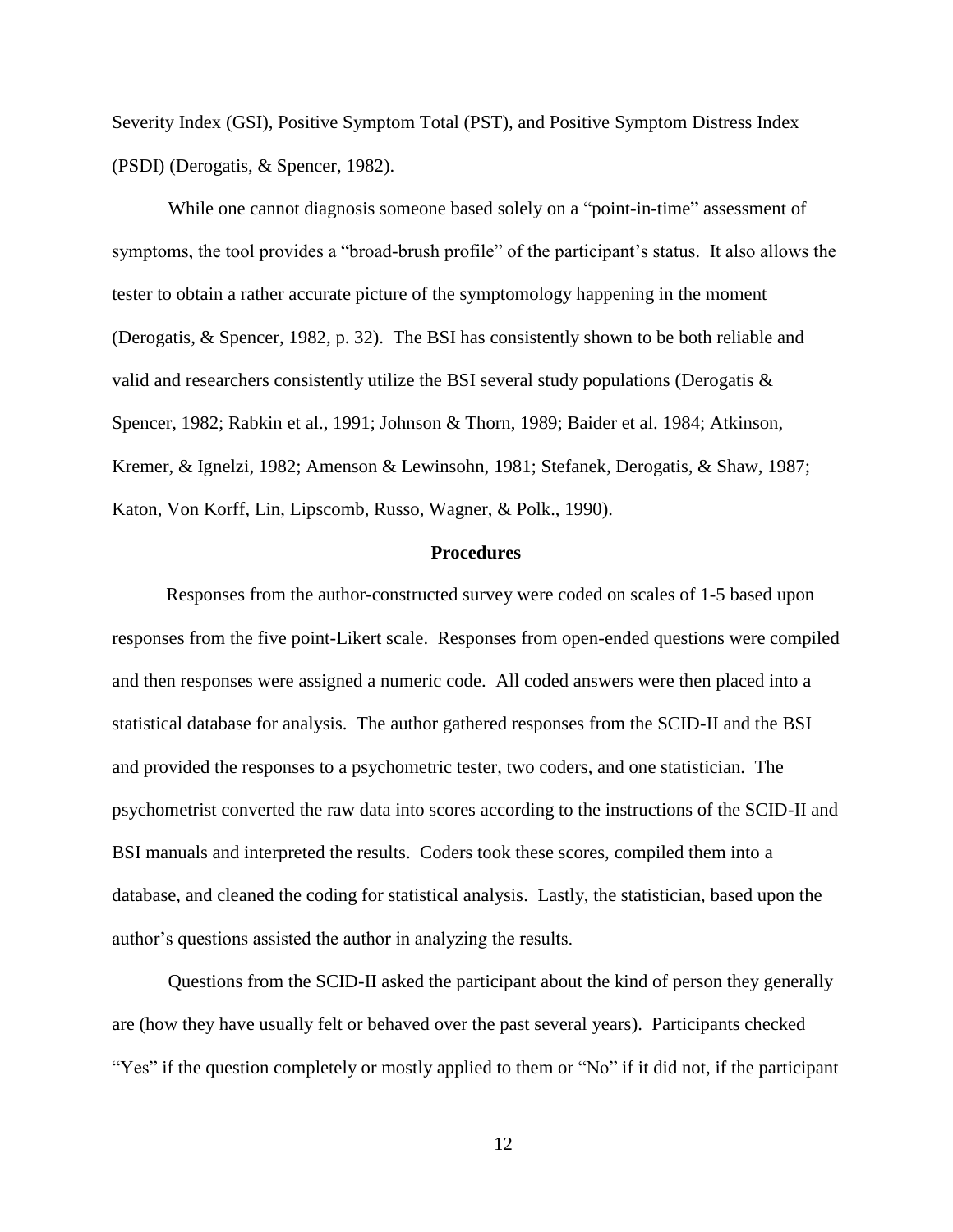Severity Index (GSI), Positive Symptom Total (PST), and Positive Symptom Distress Index (PSDI) (Derogatis, & Spencer, 1982).

While one cannot diagnosis someone based solely on a "point-in-time" assessment of symptoms, the tool provides a "broad-brush profile" of the participant's status. It also allows the tester to obtain a rather accurate picture of the symptomology happening in the moment (Derogatis, & Spencer, 1982, p. 32). The BSI has consistently shown to be both reliable and valid and researchers consistently utilize the BSI several study populations (Derogatis & Spencer, 1982; Rabkin et al., 1991; Johnson & Thorn, 1989; Baider et al. 1984; Atkinson, Kremer, & Ignelzi, 1982; Amenson & Lewinsohn, 1981; Stefanek, Derogatis, & Shaw, 1987; Katon, Von Korff, Lin, Lipscomb, Russo, Wagner, & Polk., 1990).

**Procedures**

Responses from the author-constructed survey were coded on scales of 1-5 based upon responses from the five point-Likert scale. Responses from open-ended questions were compiled and then responses were assigned a numeric code. All coded answers were then placed into a statistical database for analysis. The author gathered responses from the SCID-II and the BSI and provided the responses to a psychometric tester, two coders, and one statistician. The psychometrist converted the raw data into scores according to the instructions of the SCID-II and BSI manuals and interpreted the results. Coders took these scores, compiled them into a database, and cleaned the coding for statistical analysis. Lastly, the statistician, based upon the author's questions assisted the author in analyzing the results.

Questions from the SCID-II asked the participant about the kind of person they generally are (how they have usually felt or behaved over the past several years). Participants checked "Yes" if the question completely or mostly applied to them or "No" if it did not, if the participant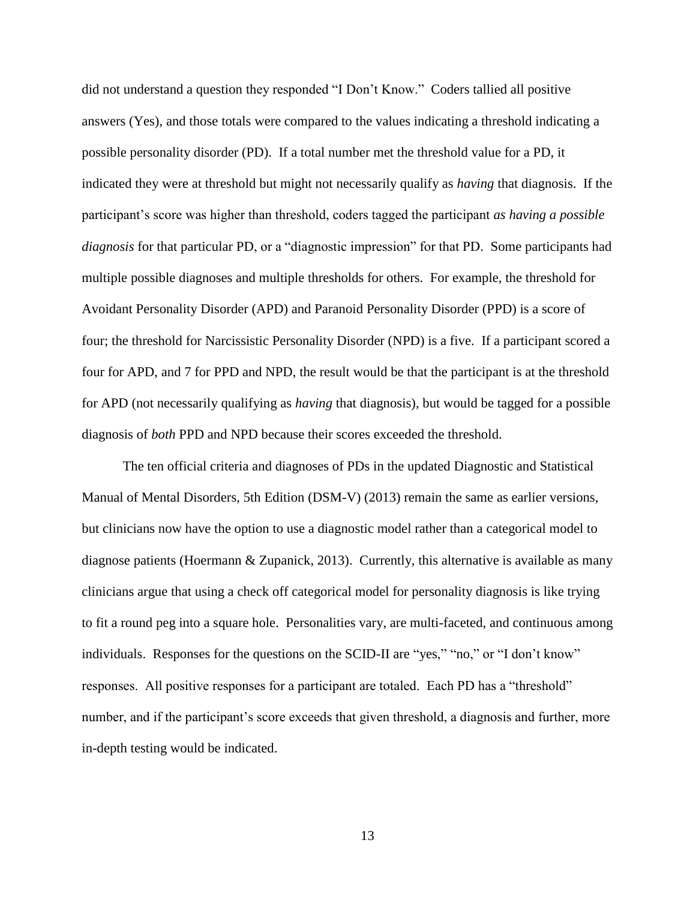did not understand a question they responded "I Don't Know." Coders tallied all positive answers (Yes), and those totals were compared to the values indicating a threshold indicating a possible personality disorder (PD). If a total number met the threshold value for a PD, it indicated they were at threshold but might not necessarily qualify as *having* that diagnosis. If the participant's score was higher than threshold, coders tagged the participant *as having a possible diagnosis* for that particular PD, or a "diagnostic impression" for that PD. Some participants had multiple possible diagnoses and multiple thresholds for others. For example, the threshold for Avoidant Personality Disorder (APD) and Paranoid Personality Disorder (PPD) is a score of four; the threshold for Narcissistic Personality Disorder (NPD) is a five. If a participant scored a four for APD, and 7 for PPD and NPD, the result would be that the participant is at the threshold for APD (not necessarily qualifying as *having* that diagnosis), but would be tagged for a possible diagnosis of *both* PPD and NPD because their scores exceeded the threshold.

The ten official criteria and diagnoses of PDs in the updated Diagnostic and Statistical Manual of Mental Disorders, 5th Edition (DSM-V) (2013) remain the same as earlier versions, but clinicians now have the option to use a diagnostic model rather than a categorical model to diagnose patients (Hoermann & Zupanick, 2013). Currently, this alternative is available as many clinicians argue that using a check off categorical model for personality diagnosis is like trying to fit a round peg into a square hole. Personalities vary, are multi-faceted, and continuous among individuals. Responses for the questions on the SCID-II are "yes," "no," or "I don't know" responses. All positive responses for a participant are totaled. Each PD has a "threshold" number, and if the participant's score exceeds that given threshold, a diagnosis and further, more in-depth testing would be indicated.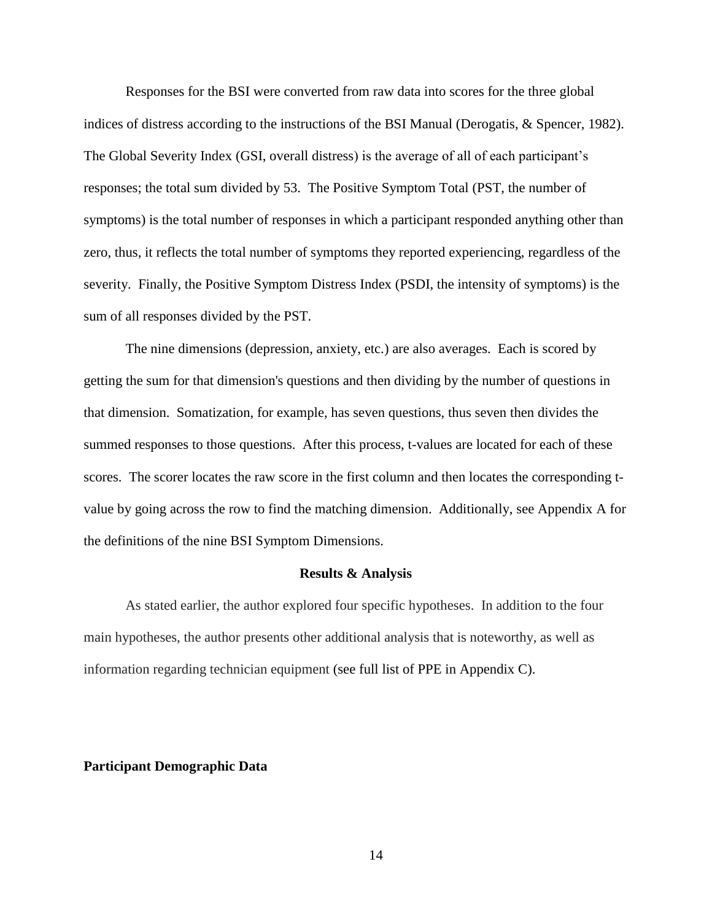Responses for the BSI were converted from raw data into scores for the three global indices of distress according to the instructions of the BSI Manual (Derogatis, & Spencer, 1982). The Global Severity Index (GSI, overall distress) is the average of all of each participant's responses; the total sum divided by 53. The Positive Symptom Total (PST, the number of symptoms) is the total number of responses in which a participant responded anything other than zero, thus, it reflects the total number of symptoms they reported experiencing, regardless of the severity. Finally, the Positive Symptom Distress Index (PSDI, the intensity of symptoms) is the sum of all responses divided by the PST.

The nine dimensions (depression, anxiety, etc.) are also averages. Each is scored by getting the sum for that dimension's questions and then dividing by the number of questions in that dimension. Somatization, for example, has seven questions, thus seven then divides the summed responses to those questions. After this process, t-values are located for each of these scores. The scorer locates the raw score in the first column and then locates the corresponding t-value by going across the row to find the matching dimension. Additionally, see Appendix A for the definitions of the nine BSI Symptom Dimensions.

## Results & Analysis

As stated earlier, the author explored four specific hypotheses. In addition to the four main hypotheses, the author presents other additional analysis that is noteworthy, as well as information regarding technician equipment (see full list of PPE in Appendix C).

### Participant Demographic Data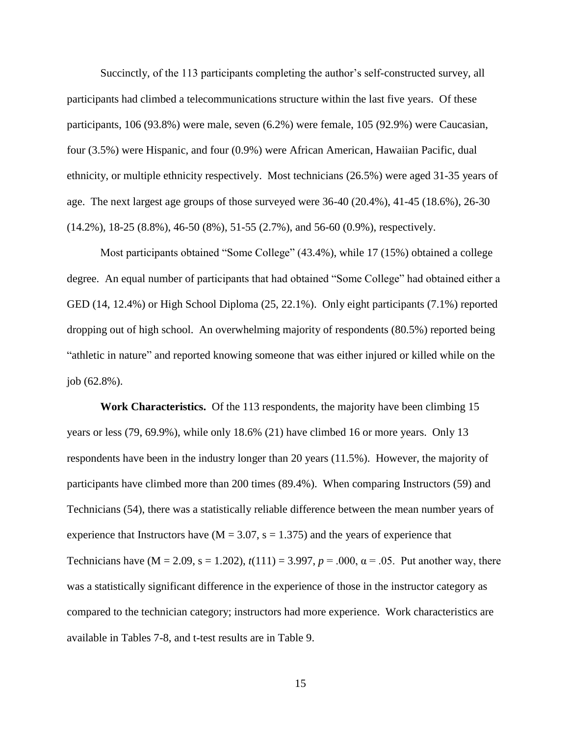Succinctly, of the 113 participants completing the author's self-constructed survey, all participants had climbed a telecommunications structure within the last five years. Of these participants, 106 (93.8%) were male, seven (6.2%) were female, 105 (92.9%) were Caucasian, four (3.5%) were Hispanic, and four (0.9%) were African American, Hawaiian Pacific, dual ethnicity, or multiple ethnicity respectively. Most technicians (26.5%) were aged 31-35 years of age. The next largest age groups of those surveyed were 36-40 (20.4%), 41-45 (18.6%), 26-30 (14.2%), 18-25 (8.8%), 46-50 (8%), 51-55 (2.7%), and 56-60 (0.9%), respectively.

Most participants obtained "Some College" (43.4%), while 17 (15%) obtained a college degree. An equal number of participants that had obtained "Some College" had obtained either a GED (14, 12.4%) or High School Diploma (25, 22.1%). Only eight participants (7.1%) reported dropping out of high school. An overwhelming majority of respondents (80.5%) reported being "athletic in nature" and reported knowing someone that was either injured or killed while on the job (62.8%).

**Work Characteristics.** Of the 113 respondents, the majority have been climbing 15 years or less (79, 69.9%), while only 18.6% (21) have climbed 16 or more years. Only 13 respondents have been in the industry longer than 20 years (11.5%). However, the majority of participants have climbed more than 200 times (89.4%). When comparing Instructors (59) and Technicians (54), there was a statistically reliable difference between the mean number years of experience that Instructors have ($M = 3.07$, $s = 1.375$) and the years of experience that Technicians have ($M = 2.09$, $s = 1.202$), $t(111) = 3.997$, $p = .000$, $\alpha = .05$. Put another way, there was a statistically significant difference in the experience of those in the instructor category as compared to the technician category; instructors had more experience. Work characteristics are available in Tables 7-8, and t-test results are in Table 9.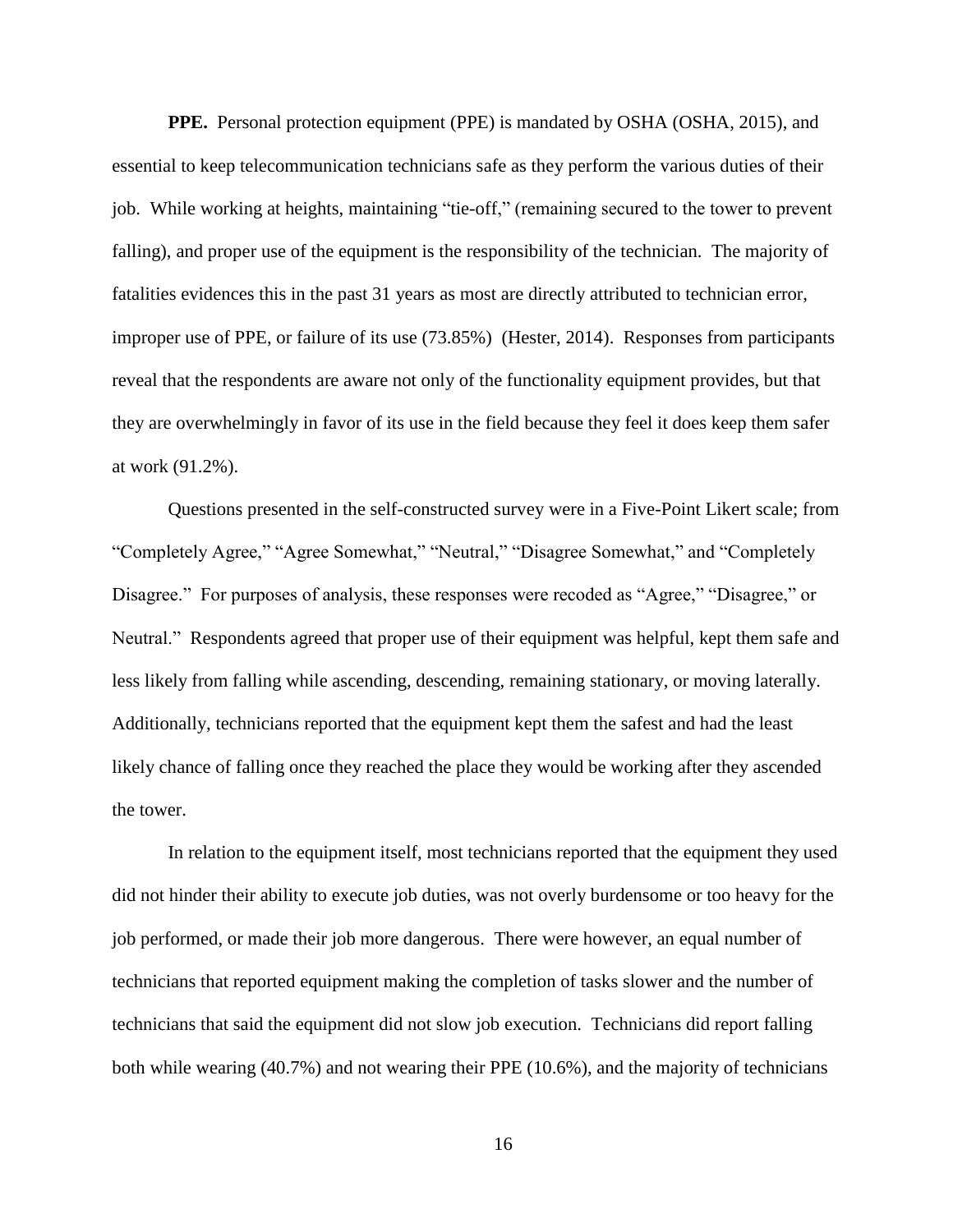**PPE.** Personal protection equipment (PPE) is mandated by OSHA (OSHA, 2015), and essential to keep telecommunication technicians safe as they perform the various duties of their job. While working at heights, maintaining "tie-off," (remaining secured to the tower to prevent falling), and proper use of the equipment is the responsibility of the technician. The majority of fatalities evidences this in the past 31 years as most are directly attributed to technician error, improper use of PPE, or failure of its use (73.85%) (Hester, 2014). Responses from participants reveal that the respondents are aware not only of the functionality equipment provides, but that they are overwhelmingly in favor of its use in the field because they feel it does keep them safer at work (91.2%).

Questions presented in the self-constructed survey were in a Five-Point Likert scale; from "Completely Agree," "Agree Somewhat," "Neutral," "Disagree Somewhat," and "Completely Disagree." For purposes of analysis, these responses were recoded as "Agree," "Disagree," or Neutral." Respondents agreed that proper use of their equipment was helpful, kept them safe and less likely from falling while ascending, descending, remaining stationary, or moving laterally. Additionally, technicians reported that the equipment kept them the safest and had the least likely chance of falling once they reached the place they would be working after they ascended the tower.

In relation to the equipment itself, most technicians reported that the equipment they used did not hinder their ability to execute job duties, was not overly burdensome or too heavy for the job performed, or made their job more dangerous. There were however, an equal number of technicians that reported equipment making the completion of tasks slower and the number of technicians that said the equipment did not slow job execution. Technicians did report falling both while wearing (40.7%) and not wearing their PPE (10.6%), and the majority of technicians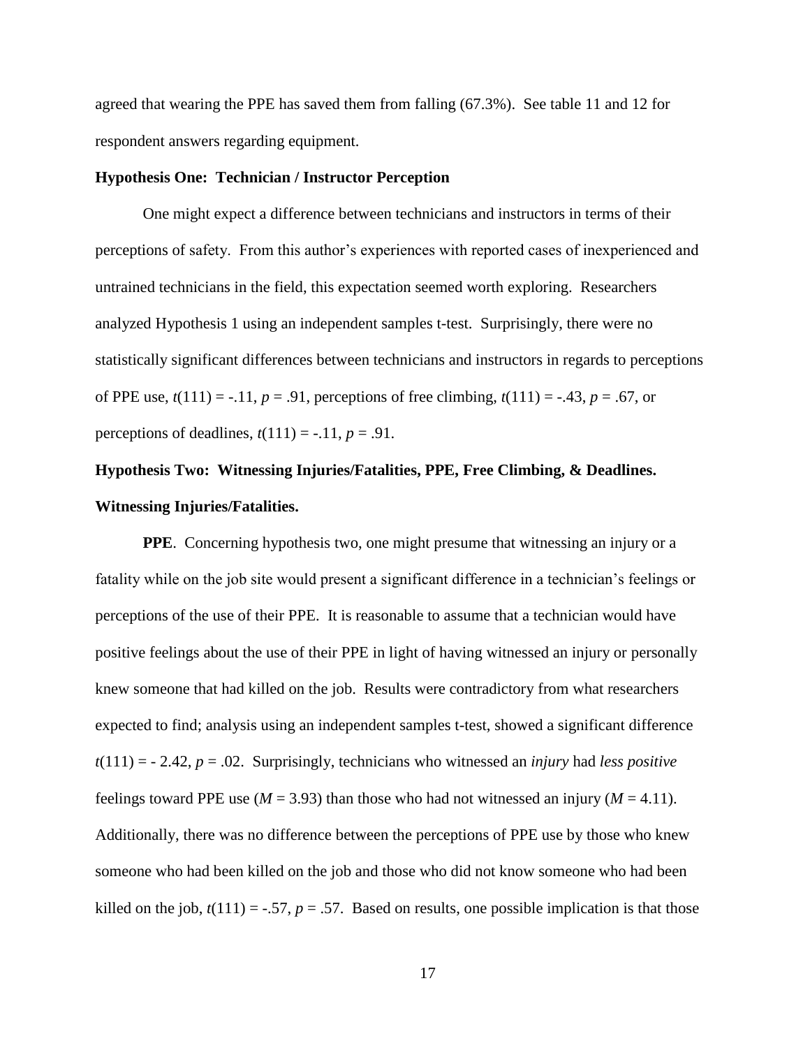agreed that wearing the PPE has saved them from falling (67.3%). See table 11 and 12 for respondent answers regarding equipment.

### Hypothesis One: Technician / Instructor Perception

One might expect a difference between technicians and instructors in terms of their perceptions of safety. From this author's experiences with reported cases of inexperienced and untrained technicians in the field, this expectation seemed worth exploring. Researchers analyzed Hypothesis 1 using an independent samples t-test. Surprisingly, there were no statistically significant differences between technicians and instructors in regards to perceptions of PPE use, $t(111) = -.11$, $p = .91$, perceptions of free climbing, $t(111) = -.43$, $p = .67$, or perceptions of deadlines, $t(111) = -.11$, $p = .91$.

### Hypothesis Two: Witnessing Injuries/Fatalities, PPE, Free Climbing, & Deadlines.

#### Witnessing Injuries/Fatalities.

**PPE**. Concerning hypothesis two, one might presume that witnessing an injury or a fatality while on the job site would present a significant difference in a technician's feelings or perceptions of the use of their PPE. It is reasonable to assume that a technician would have positive feelings about the use of their PPE in light of having witnessed an injury or personally knew someone that had killed on the job. Results were contradictory from what researchers expected to find; analysis using an independent samples t-test, showed a significant difference $t(111) = -2.42$, $p = .02$. Surprisingly, technicians who witnessed an *injury* had *less positive* feelings toward PPE use ($M = 3.93$) than those who had not witnessed an injury ($M = 4.11$). Additionally, there was no difference between the perceptions of PPE use by those who knew someone who had been killed on the job and those who did not know someone who had been killed on the job, $t(111) = -.57$, $p = .57$. Based on results, one possible implication is that those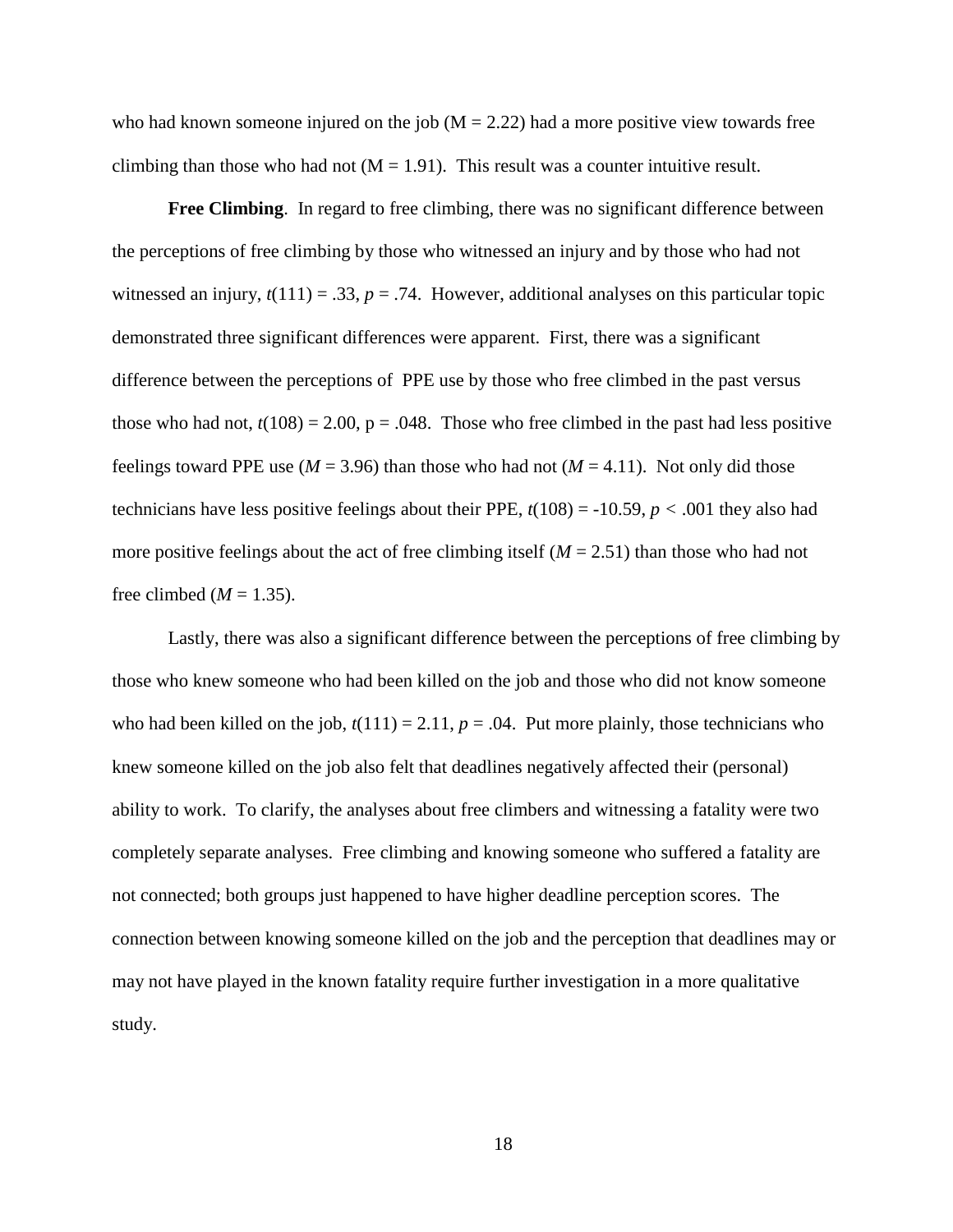who had known someone injured on the job ($M = 2.22$) had a more positive view towards free climbing than those who had not ($M = 1.91$). This result was a counter intuitive result.

**Free Climbing**. In regard to free climbing, there was no significant difference between the perceptions of free climbing by those who witnessed an injury and by those who had not witnessed an injury, $t(111) = .33$, $p = .74$. However, additional analyses on this particular topic demonstrated three significant differences were apparent. First, there was a significant difference between the perceptions of PPE use by those who free climbed in the past versus those who had not, $t(108) = 2.00$, $p = .048$. Those who free climbed in the past had less positive feelings toward PPE use ($M = 3.96$) than those who had not ($M = 4.11$). Not only did those technicians have less positive feelings about their PPE, $t(108) = -10.59$, $p < .001$ they also had more positive feelings about the act of free climbing itself ($M = 2.51$) than those who had not free climbed ($M = 1.35$).

Lastly, there was also a significant difference between the perceptions of free climbing by those who knew someone who had been killed on the job and those who did not know someone who had been killed on the job, $t(111) = 2.11$, $p = .04$. Put more plainly, those technicians who knew someone killed on the job also felt that deadlines negatively affected their (personal) ability to work. To clarify, the analyses about free climbers and witnessing a fatality were two completely separate analyses. Free climbing and knowing someone who suffered a fatality are not connected; both groups just happened to have higher deadline perception scores. The connection between knowing someone killed on the job and the perception that deadlines may or may not have played in the known fatality require further investigation in a more qualitative study.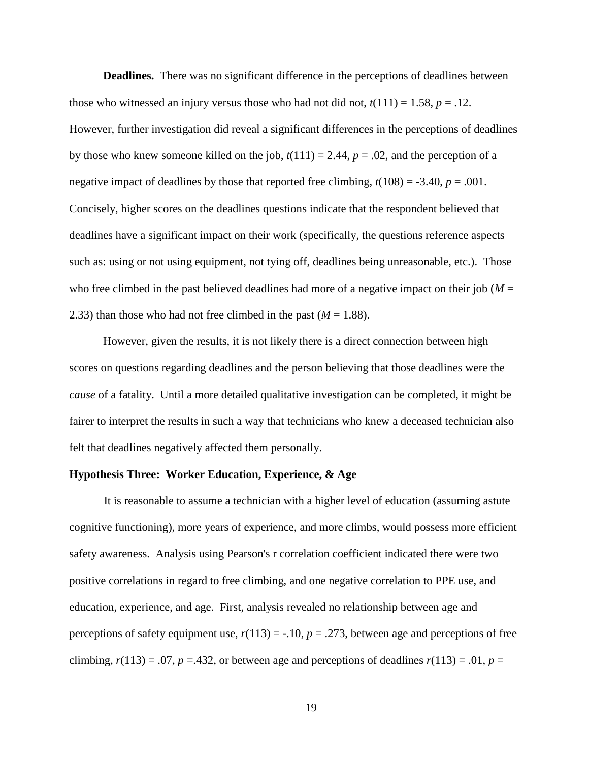**Deadlines.** There was no significant difference in the perceptions of deadlines between those who witnessed an injury versus those who had not did not, $t(111) = 1.58$, $p = .12$. However, further investigation did reveal a significant differences in the perceptions of deadlines by those who knew someone killed on the job, $t(111) = 2.44$, $p = .02$, and the perception of a negative impact of deadlines by those that reported free climbing, $t(108) = -3.40$, $p = .001$. Concisely, higher scores on the deadlines questions indicate that the respondent believed that deadlines have a significant impact on their work (specifically, the questions reference aspects such as: using or not using equipment, not tying off, deadlines being unreasonable, etc.). Those who free climbed in the past believed deadlines had more of a negative impact on their job ($M = 2.33$) than those who had not free climbed in the past ($M = 1.88$).

However, given the results, it is not likely there is a direct connection between high scores on questions regarding deadlines and the person believing that those deadlines were the *cause* of a fatality. Until a more detailed qualitative investigation can be completed, it might be fairer to interpret the results in such a way that technicians who knew a deceased technician also felt that deadlines negatively affected them personally.

### Hypothesis Three: Worker Education, Experience, & Age

It is reasonable to assume a technician with a higher level of education (assuming astute cognitive functioning), more years of experience, and more climbs, would possess more efficient safety awareness. Analysis using Pearson's r correlation coefficient indicated there were two positive correlations in regard to free climbing, and one negative correlation to PPE use, and education, experience, and age. First, analysis revealed no relationship between age and perceptions of safety equipment use, $r(113) = -.10$, $p = .273$, between age and perceptions of free climbing, $r(113) = .07$, $p = .432$, or between age and perceptions of deadlines $r(113) = .01$, $p =$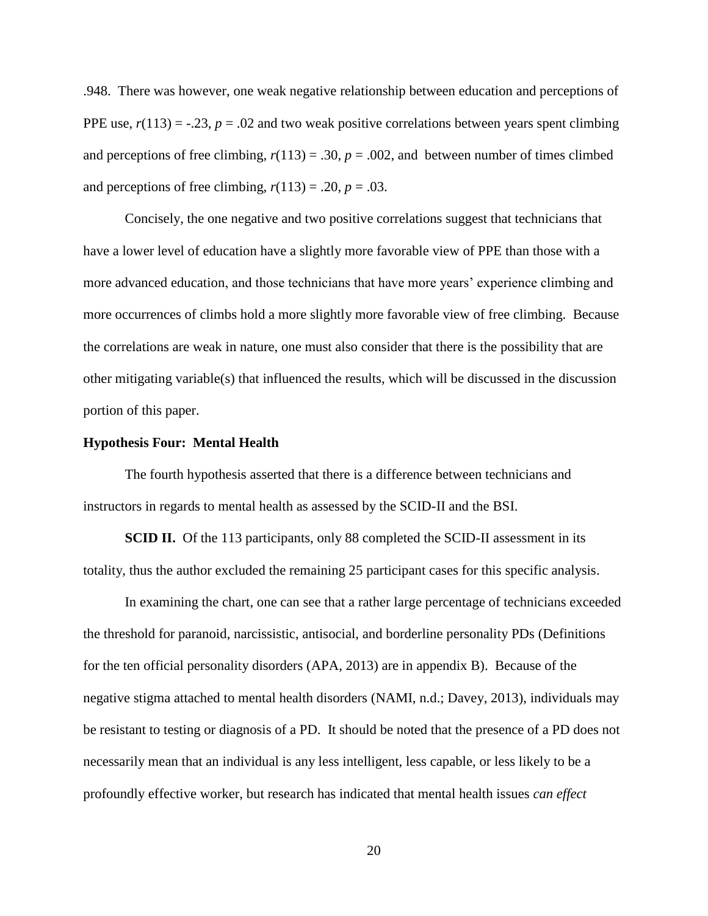.948. There was however, one weak negative relationship between education and perceptions of PPE use, $r(113) = -.23$, $p = .02$ and two weak positive correlations between years spent climbing and perceptions of free climbing, $r(113) = .30$, $p = .002$, and between number of times climbed and perceptions of free climbing, $r(113) = .20$, $p = .03$.

Concisely, the one negative and two positive correlations suggest that technicians that have a lower level of education have a slightly more favorable view of PPE than those with a more advanced education, and those technicians that have more years' experience climbing and more occurrences of climbs hold a more slightly more favorable view of free climbing. Because the correlations are weak in nature, one must also consider that there is the possibility that are other mitigating variable(s) that influenced the results, which will be discussed in the discussion portion of this paper.

**Hypothesis Four: Mental Health**

The fourth hypothesis asserted that there is a difference between technicians and instructors in regards to mental health as assessed by the SCID-II and the BSI.

**SCID II.** Of the 113 participants, only 88 completed the SCID-II assessment in its totality, thus the author excluded the remaining 25 participant cases for this specific analysis.

In examining the chart, one can see that a rather large percentage of technicians exceeded the threshold for paranoid, narcissistic, antisocial, and borderline personality PDs (Definitions for the ten official personality disorders (APA, 2013) are in appendix B). Because of the negative stigma attached to mental health disorders (NAMI, n.d.; Davey, 2013), individuals may be resistant to testing or diagnosis of a PD. It should be noted that the presence of a PD does not necessarily mean that an individual is any less intelligent, less capable, or less likely to be a profoundly effective worker, but research has indicated that mental health issues *can effect*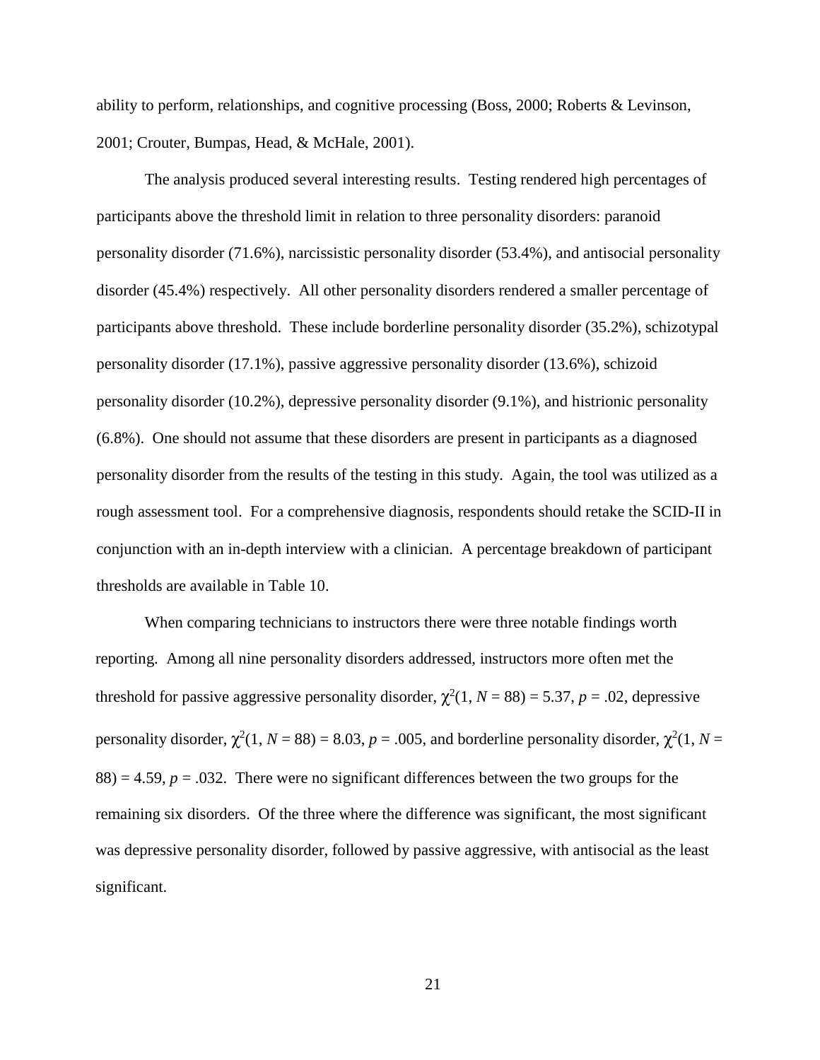ability to perform, relationships, and cognitive processing (Boss, 2000; Roberts & Levinson, 2001; Crouter, Bumpas, Head, & McHale, 2001).

The analysis produced several interesting results. Testing rendered high percentages of participants above the threshold limit in relation to three personality disorders: paranoid personality disorder (71.6%), narcissistic personality disorder (53.4%), and antisocial personality disorder (45.4%) respectively. All other personality disorders rendered a smaller percentage of participants above threshold. These include borderline personality disorder (35.2%), schizotypal personality disorder (17.1%), passive aggressive personality disorder (13.6%), schizoid personality disorder (10.2%), depressive personality disorder (9.1%), and histrionic personality (6.8%). One should not assume that these disorders are present in participants as a diagnosed personality disorder from the results of the testing in this study. Again, the tool was utilized as a rough assessment tool. For a comprehensive diagnosis, respondents should retake the SCID-II in conjunction with an in-depth interview with a clinician. A percentage breakdown of participant thresholds are available in Table 10.

When comparing technicians to instructors there were three notable findings worth reporting. Among all nine personality disorders addressed, instructors more often met the threshold for passive aggressive personality disorder, $\chi^2(1, N = 88) = 5.37$, $p = .02$, depressive personality disorder, $\chi^2(1, N = 88) = 8.03$, $p = .005$, and borderline personality disorder, $\chi^2(1, N = 88) = 4.59$, $p = .032$. There were no significant differences between the two groups for the remaining six disorders. Of the three where the difference was significant, the most significant was depressive personality disorder, followed by passive aggressive, with antisocial as the least significant.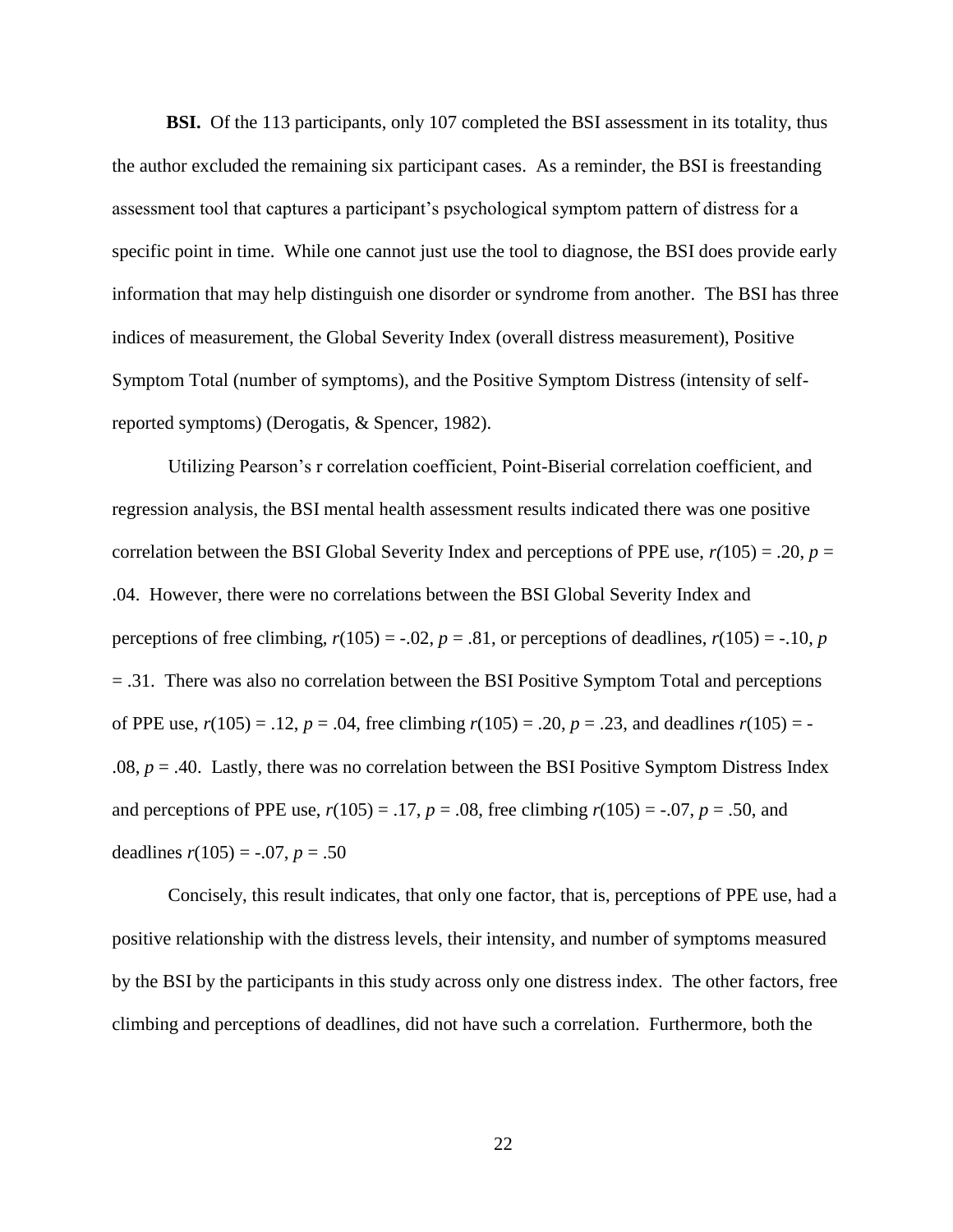**BSI.** Of the 113 participants, only 107 completed the BSI assessment in its totality, thus the author excluded the remaining six participant cases. As a reminder, the BSI is freestanding assessment tool that captures a participant's psychological symptom pattern of distress for a specific point in time. While one cannot just use the tool to diagnose, the BSI does provide early information that may help distinguish one disorder or syndrome from another. The BSI has three indices of measurement, the Global Severity Index (overall distress measurement), Positive Symptom Total (number of symptoms), and the Positive Symptom Distress (intensity of self-reported symptoms) (Derogatis, & Spencer, 1982).

Utilizing Pearson's r correlation coefficient, Point-Biserial correlation coefficient, and regression analysis, the BSI mental health assessment results indicated there was one positive correlation between the BSI Global Severity Index and perceptions of PPE use, $r(105) = .20$, $p = .04$. However, there were no correlations between the BSI Global Severity Index and perceptions of free climbing, $r(105) = -.02$, $p = .81$, or perceptions of deadlines, $r(105) = -.10$, $p = .31$. There was also no correlation between the BSI Positive Symptom Total and perceptions of PPE use, $r(105) = .12$, $p = .04$, free climbing $r(105) = .20$, $p = .23$, and deadlines $r(105) = -.08$, $p = .40$. Lastly, there was no correlation between the BSI Positive Symptom Distress Index and perceptions of PPE use, $r(105) = .17$, $p = .08$, free climbing $r(105) = -.07$, $p = .50$, and deadlines $r(105) = -.07$, $p = .50$

Concisely, this result indicates, that only one factor, that is, perceptions of PPE use, had a positive relationship with the distress levels, their intensity, and number of symptoms measured by the BSI by the participants in this study across only one distress index. The other factors, free climbing and perceptions of deadlines, did not have such a correlation. Furthermore, both the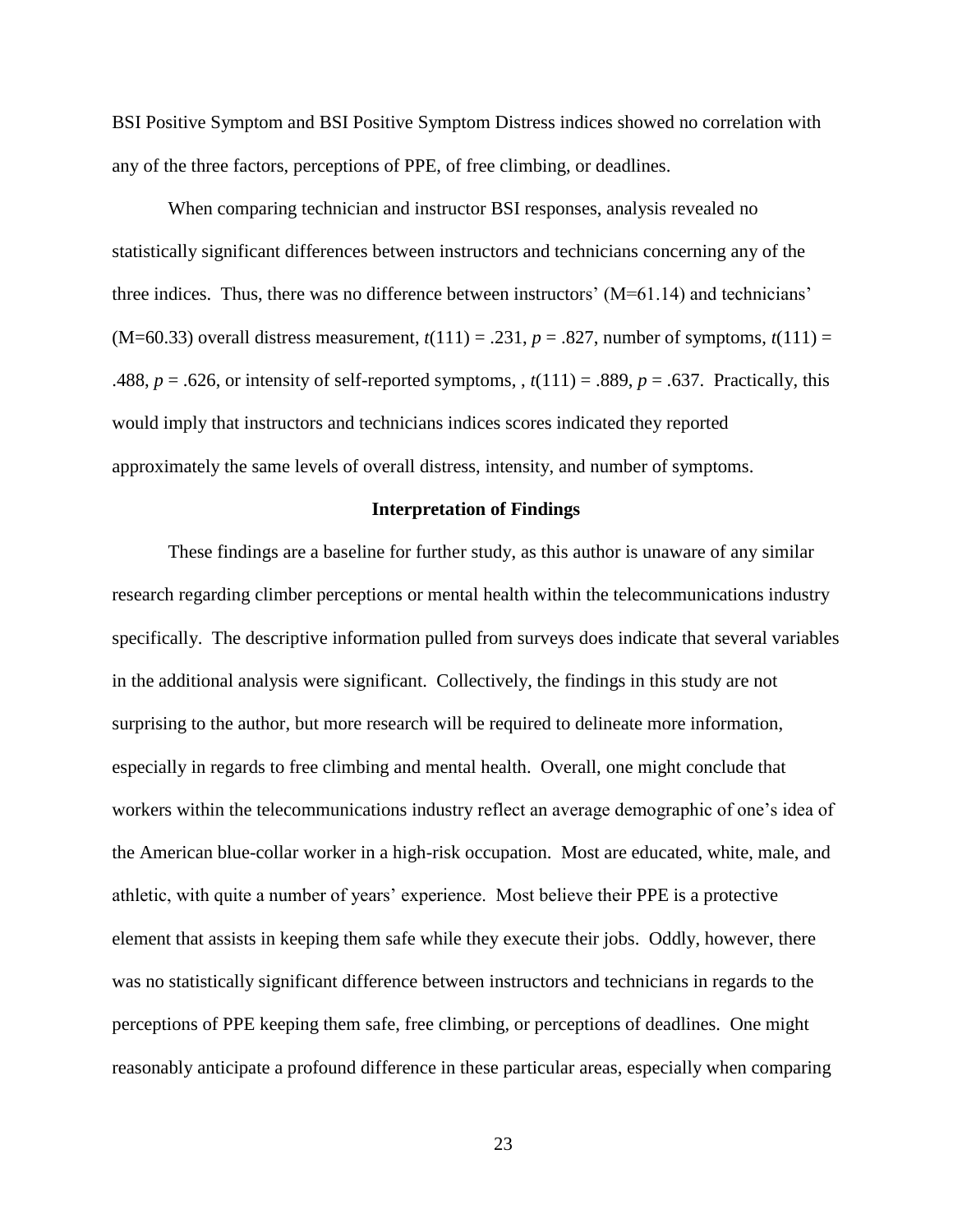BSI Positive Symptom and BSI Positive Symptom Distress indices showed no correlation with any of the three factors, perceptions of PPE, of free climbing, or deadlines.

When comparing technician and instructor BSI responses, analysis revealed no statistically significant differences between instructors and technicians concerning any of the three indices. Thus, there was no difference between instructors' (M=61.14) and technicians' (M=60.33) overall distress measurement, $t(111) = .231$, $p = .827$, number of symptoms, $t(111) = .488$, $p = .626$, or intensity of self-reported symptoms, , $t(111) = .889$, $p = .637$. Practically, this would imply that instructors and technicians indices scores indicated they reported approximately the same levels of overall distress, intensity, and number of symptoms.

## Interpretation of Findings

These findings are a baseline for further study, as this author is unaware of any similar research regarding climber perceptions or mental health within the telecommunications industry specifically. The descriptive information pulled from surveys does indicate that several variables in the additional analysis were significant. Collectively, the findings in this study are not surprising to the author, but more research will be required to delineate more information, especially in regards to free climbing and mental health. Overall, one might conclude that workers within the telecommunications industry reflect an average demographic of one's idea of the American blue-collar worker in a high-risk occupation. Most are educated, white, male, and athletic, with quite a number of years' experience. Most believe their PPE is a protective element that assists in keeping them safe while they execute their jobs. Oddly, however, there was no statistically significant difference between instructors and technicians in regards to the perceptions of PPE keeping them safe, free climbing, or perceptions of deadlines. One might reasonably anticipate a profound difference in these particular areas, especially when comparing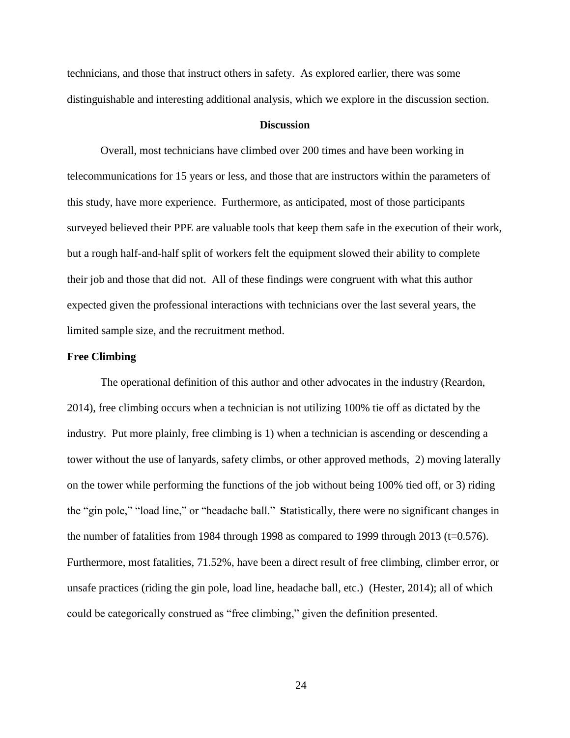technicians, and those that instruct others in safety. As explored earlier, there was some distinguishable and interesting additional analysis, which we explore in the discussion section.

## Discussion

Overall, most technicians have climbed over 200 times and have been working in telecommunications for 15 years or less, and those that are instructors within the parameters of this study, have more experience. Furthermore, as anticipated, most of those participants surveyed believed their PPE are valuable tools that keep them safe in the execution of their work, but a rough half-and-half split of workers felt the equipment slowed their ability to complete their job and those that did not. All of these findings were congruent with what this author expected given the professional interactions with technicians over the last several years, the limited sample size, and the recruitment method.

### Free Climbing

The operational definition of this author and other advocates in the industry (Reardon, 2014), free climbing occurs when a technician is not utilizing 100% tie off as dictated by the industry. Put more plainly, free climbing is 1) when a technician is ascending or descending a tower without the use of lanyards, safety climbs, or other approved methods, 2) moving laterally on the tower while performing the functions of the job without being 100% tied off, or 3) riding the "gin pole," "load line," or "headache ball." **S**tatistically, there were no significant changes in the number of fatalities from 1984 through 1998 as compared to 1999 through 2013 ($t=0.576$). Furthermore, most fatalities, 71.52%, have been a direct result of free climbing, climber error, or unsafe practices (riding the gin pole, load line, headache ball, etc.) (Hester, 2014); all of which could be categorically construed as "free climbing," given the definition presented.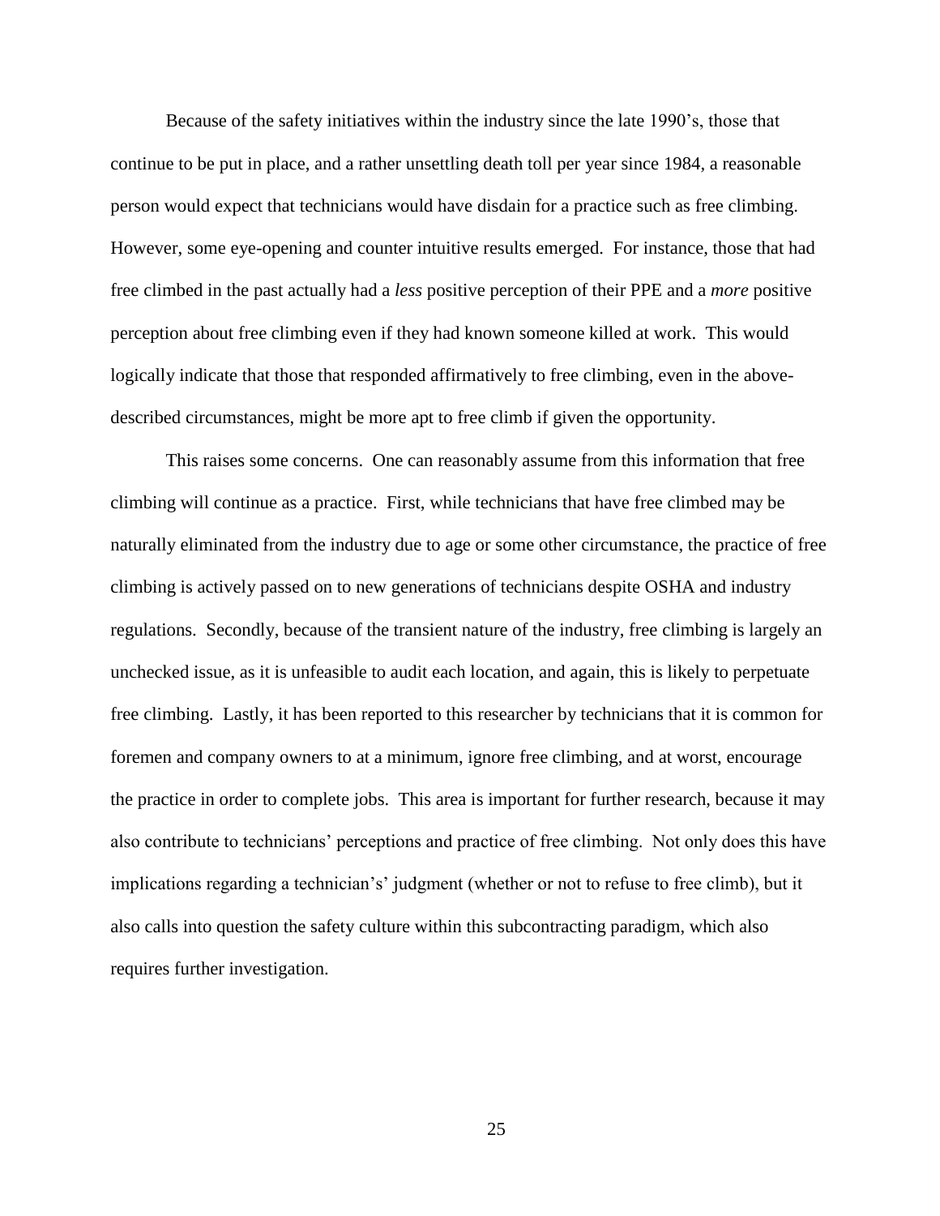Because of the safety initiatives within the industry since the late 1990's, those that continue to be put in place, and a rather unsettling death toll per year since 1984, a reasonable person would expect that technicians would have disdain for a practice such as free climbing. However, some eye-opening and counter intuitive results emerged. For instance, those that had free climbed in the past actually had a *less* positive perception of their PPE and a *more* positive perception about free climbing even if they had known someone killed at work. This would logically indicate that those that responded affirmatively to free climbing, even in the above-described circumstances, might be more apt to free climb if given the opportunity.

This raises some concerns. One can reasonably assume from this information that free climbing will continue as a practice. First, while technicians that have free climbed may be naturally eliminated from the industry due to age or some other circumstance, the practice of free climbing is actively passed on to new generations of technicians despite OSHA and industry regulations. Secondly, because of the transient nature of the industry, free climbing is largely an unchecked issue, as it is unfeasible to audit each location, and again, this is likely to perpetuate free climbing. Lastly, it has been reported to this researcher by technicians that it is common for foremen and company owners to at a minimum, ignore free climbing, and at worst, encourage the practice in order to complete jobs. This area is important for further research, because it may also contribute to technicians' perceptions and practice of free climbing. Not only does this have implications regarding a technician's' judgment (whether or not to refuse to free climb), but it also calls into question the safety culture within this subcontracting paradigm, which also requires further investigation.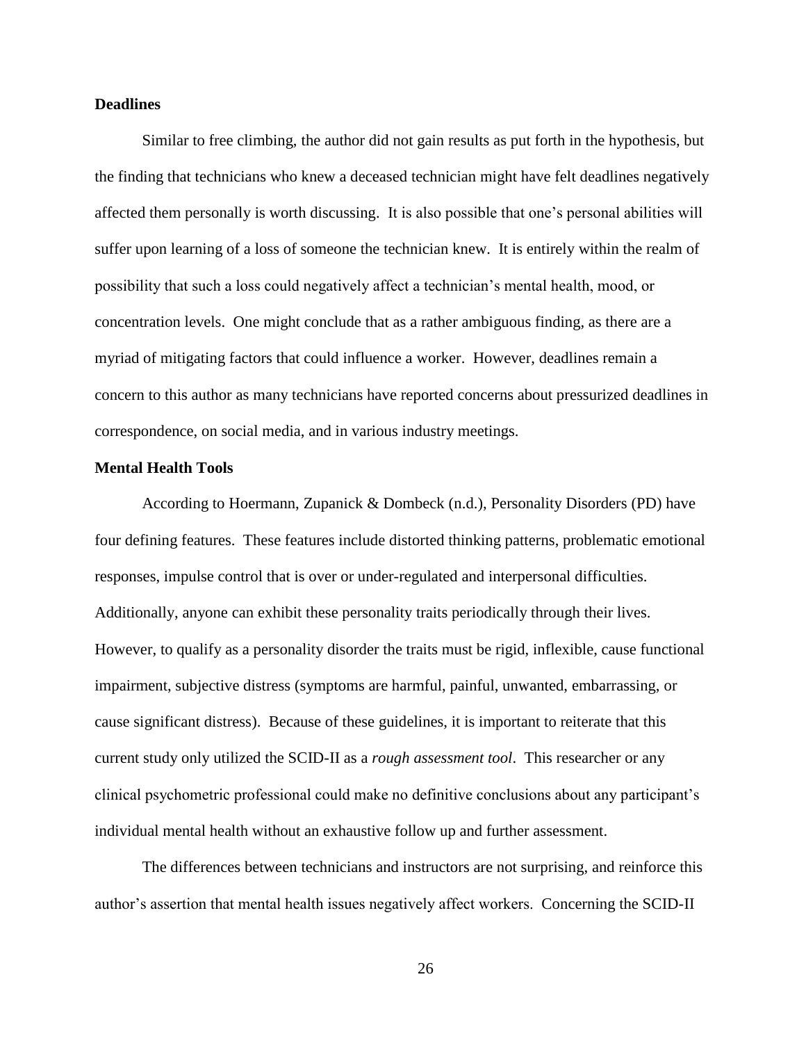**Deadlines**

Similar to free climbing, the author did not gain results as put forth in the hypothesis, but the finding that technicians who knew a deceased technician might have felt deadlines negatively affected them personally is worth discussing. It is also possible that one's personal abilities will suffer upon learning of a loss of someone the technician knew. It is entirely within the realm of possibility that such a loss could negatively affect a technician's mental health, mood, or concentration levels. One might conclude that as a rather ambiguous finding, as there are a myriad of mitigating factors that could influence a worker. However, deadlines remain a concern to this author as many technicians have reported concerns about pressurized deadlines in correspondence, on social media, and in various industry meetings.

**Mental Health Tools**

According to Hoermann, Zupanick & Dombeck (n.d.), Personality Disorders (PD) have four defining features. These features include distorted thinking patterns, problematic emotional responses, impulse control that is over or under-regulated and interpersonal difficulties. Additionally, anyone can exhibit these personality traits periodically through their lives. However, to qualify as a personality disorder the traits must be rigid, inflexible, cause functional impairment, subjective distress (symptoms are harmful, painful, unwanted, embarrassing, or cause significant distress). Because of these guidelines, it is important to reiterate that this current study only utilized the SCID-II as a *rough assessment tool*. This researcher or any clinical psychometric professional could make no definitive conclusions about any participant's individual mental health without an exhaustive follow up and further assessment.

The differences between technicians and instructors are not surprising, and reinforce this author's assertion that mental health issues negatively affect workers. Concerning the SCID-II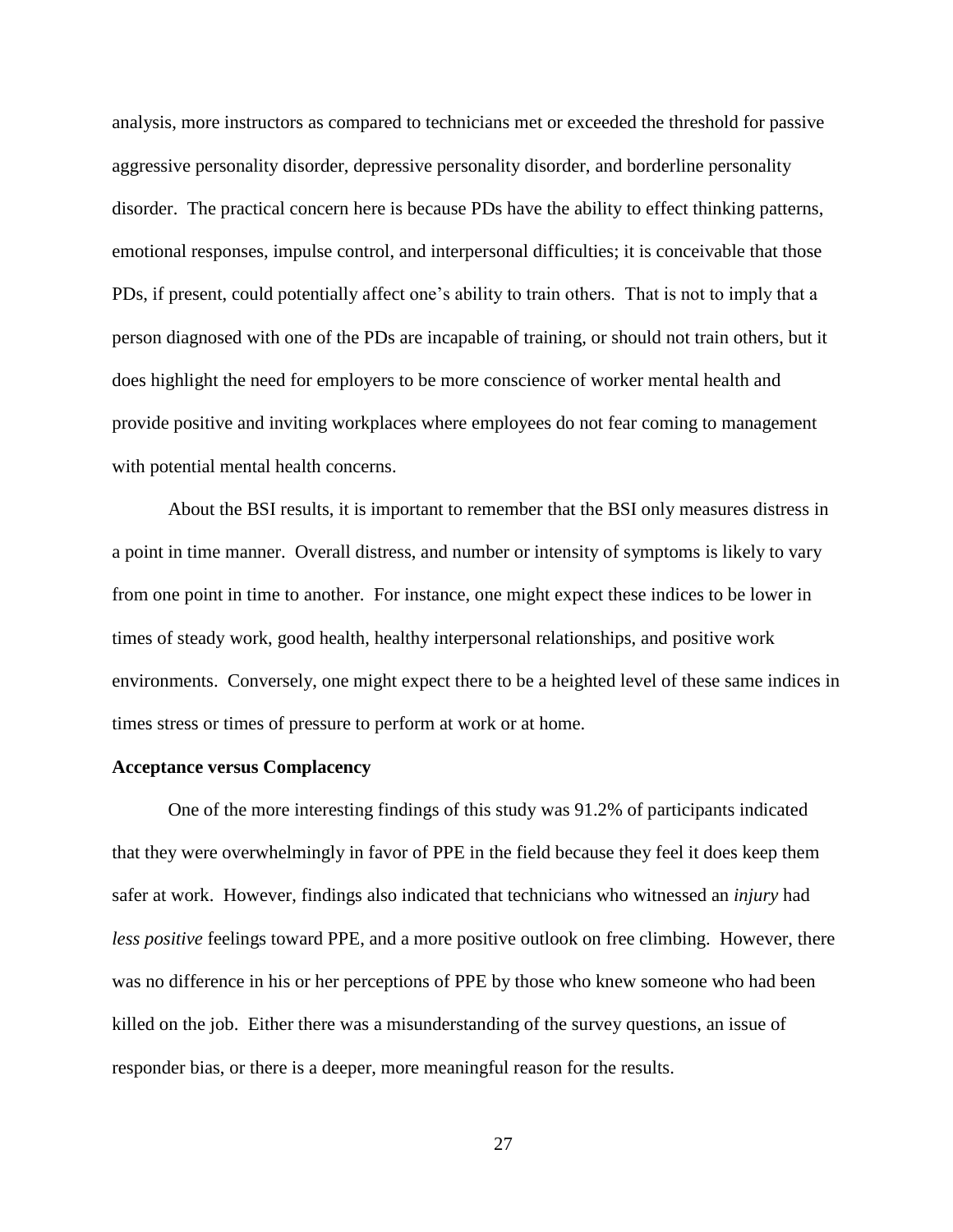analysis, more instructors as compared to technicians met or exceeded the threshold for passive aggressive personality disorder, depressive personality disorder, and borderline personality disorder. The practical concern here is because PDs have the ability to effect thinking patterns, emotional responses, impulse control, and interpersonal difficulties; it is conceivable that those PDs, if present, could potentially affect one's ability to train others. That is not to imply that a person diagnosed with one of the PDs are incapable of training, or should not train others, but it does highlight the need for employers to be more conscience of worker mental health and provide positive and inviting workplaces where employees do not fear coming to management with potential mental health concerns.

About the BSI results, it is important to remember that the BSI only measures distress in a point in time manner. Overall distress, and number or intensity of symptoms is likely to vary from one point in time to another. For instance, one might expect these indices to be lower in times of steady work, good health, healthy interpersonal relationships, and positive work environments. Conversely, one might expect there to be a heighted level of these same indices in times stress or times of pressure to perform at work or at home.

**Acceptance versus Complacency**

One of the more interesting findings of this study was 91.2% of participants indicated that they were overwhelmingly in favor of PPE in the field because they feel it does keep them safer at work. However, findings also indicated that technicians who witnessed an *injury* had *less positive* feelings toward PPE, and a more positive outlook on free climbing. However, there was no difference in his or her perceptions of PPE by those who knew someone who had been killed on the job. Either there was a misunderstanding of the survey questions, an issue of responder bias, or there is a deeper, more meaningful reason for the results.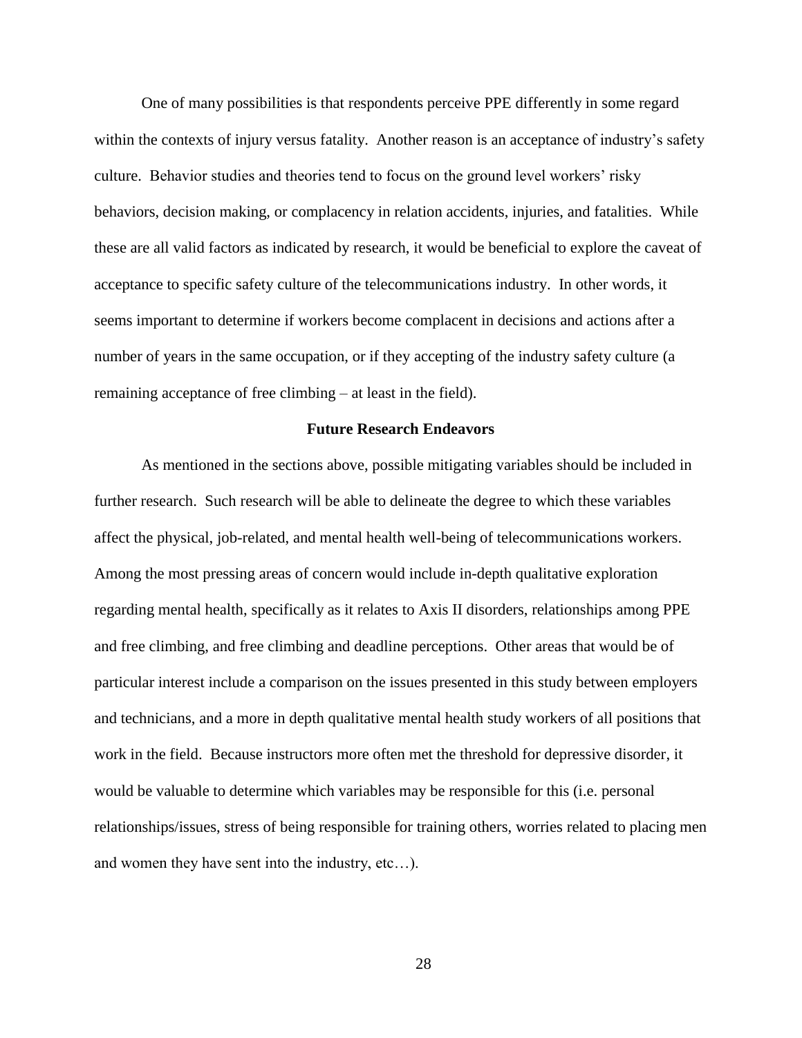One of many possibilities is that respondents perceive PPE differently in some regard within the contexts of injury versus fatality. Another reason is an acceptance of industry's safety culture. Behavior studies and theories tend to focus on the ground level workers' risky behaviors, decision making, or complacency in relation accidents, injuries, and fatalities. While these are all valid factors as indicated by research, it would be beneficial to explore the caveat of acceptance to specific safety culture of the telecommunications industry. In other words, it seems important to determine if workers become complacent in decisions and actions after a number of years in the same occupation, or if they accepting of the industry safety culture (a remaining acceptance of free climbing – at least in the field).

## Future Research Endeavors

As mentioned in the sections above, possible mitigating variables should be included in further research. Such research will be able to delineate the degree to which these variables affect the physical, job-related, and mental health well-being of telecommunications workers. Among the most pressing areas of concern would include in-depth qualitative exploration regarding mental health, specifically as it relates to Axis II disorders, relationships among PPE and free climbing, and free climbing and deadline perceptions. Other areas that would be of particular interest include a comparison on the issues presented in this study between employers and technicians, and a more in depth qualitative mental health study workers of all positions that work in the field. Because instructors more often met the threshold for depressive disorder, it would be valuable to determine which variables may be responsible for this (i.e. personal relationships/issues, stress of being responsible for training others, worries related to placing men and women they have sent into the industry, etc…).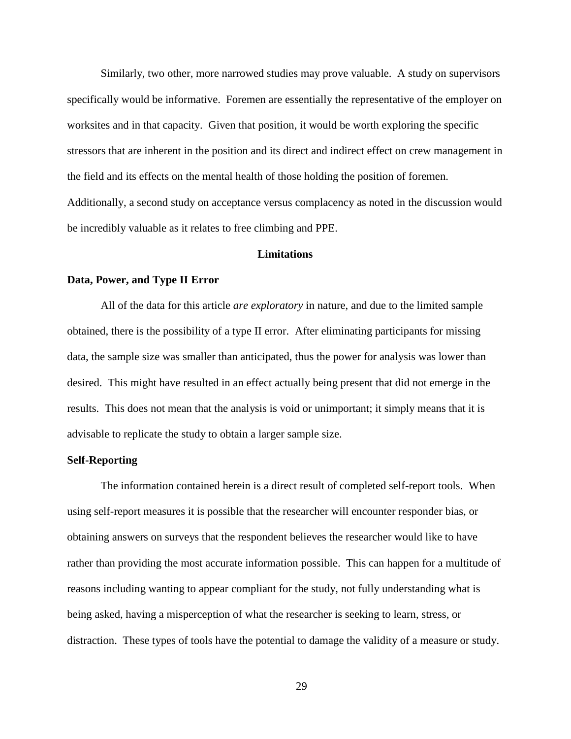Similarly, two other, more narrowed studies may prove valuable. A study on supervisors specifically would be informative. Foremen are essentially the representative of the employer on worksites and in that capacity. Given that position, it would be worth exploring the specific stressors that are inherent in the position and its direct and indirect effect on crew management in the field and its effects on the mental health of those holding the position of foremen. Additionally, a second study on acceptance versus complacency as noted in the discussion would be incredibly valuable as it relates to free climbing and PPE.

## Limitations

### Data, Power, and Type II Error

All of the data for this article *are exploratory* in nature, and due to the limited sample obtained, there is the possibility of a type II error. After eliminating participants for missing data, the sample size was smaller than anticipated, thus the power for analysis was lower than desired. This might have resulted in an effect actually being present that did not emerge in the results. This does not mean that the analysis is void or unimportant; it simply means that it is advisable to replicate the study to obtain a larger sample size.

### Self-Reporting

The information contained herein is a direct result of completed self-report tools. When using self-report measures it is possible that the researcher will encounter responder bias, or obtaining answers on surveys that the respondent believes the researcher would like to have rather than providing the most accurate information possible. This can happen for a multitude of reasons including wanting to appear compliant for the study, not fully understanding what is being asked, having a misperception of what the researcher is seeking to learn, stress, or distraction. These types of tools have the potential to damage the validity of a measure or study.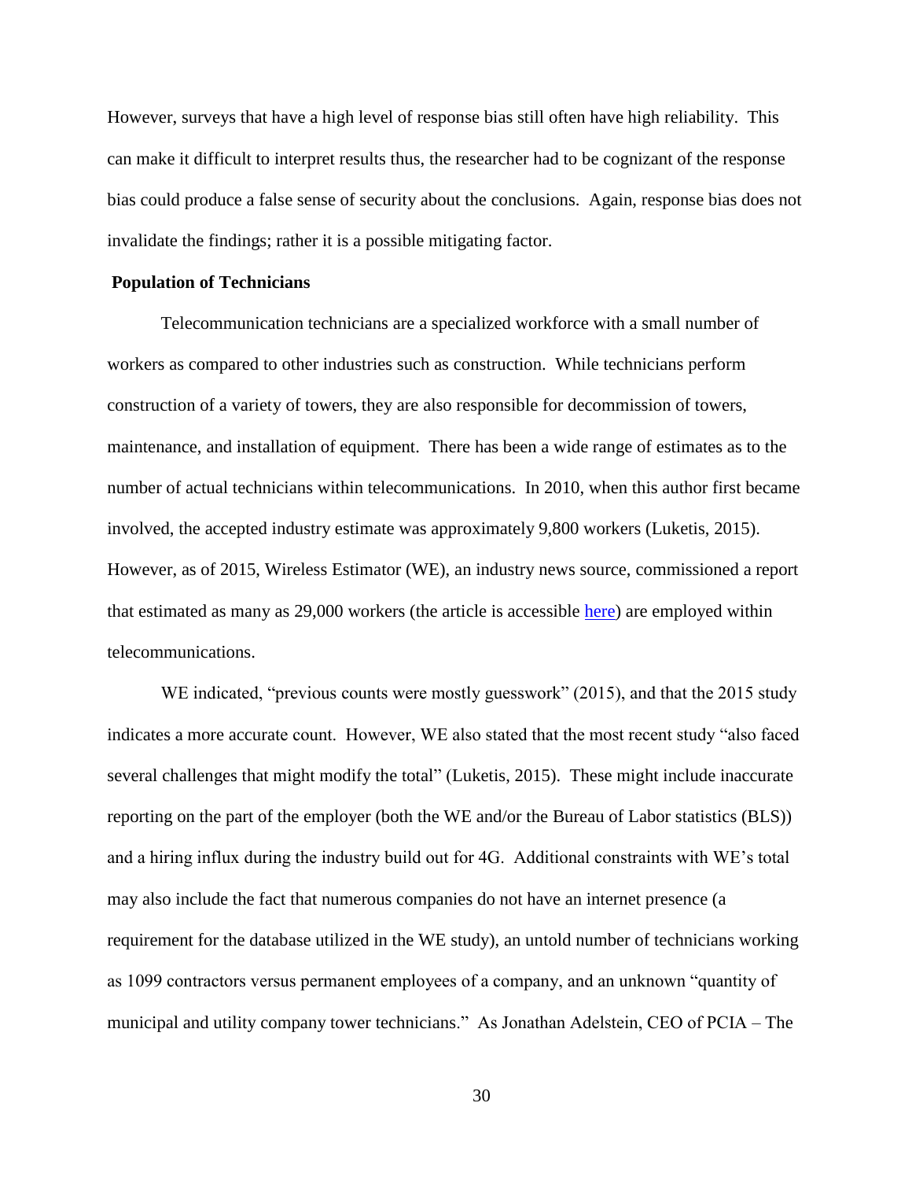However, surveys that have a high level of response bias still often have high reliability. This can make it difficult to interpret results thus, the researcher had to be cognizant of the response bias could produce a false sense of security about the conclusions. Again, response bias does not invalidate the findings; rather it is a possible mitigating factor.

**Population of Technicians**

Telecommunication technicians are a specialized workforce with a small number of workers as compared to other industries such as construction. While technicians perform construction of a variety of towers, they are also responsible for decommission of towers, maintenance, and installation of equipment. There has been a wide range of estimates as to the number of actual technicians within telecommunications. In 2010, when this author first became involved, the accepted industry estimate was approximately 9,800 workers (Luketis, 2015). However, as of 2015, Wireless Estimator (WE), an industry news source, commissioned a report that estimated as many as 29,000 workers (the article is accessible here) are employed within telecommunications.

WE indicated, “previous counts were mostly guesswork” (2015), and that the 2015 study indicates a more accurate count. However, WE also stated that the most recent study “also faced several challenges that might modify the total” (Luketis, 2015). These might include inaccurate reporting on the part of the employer (both the WE and/or the Bureau of Labor statistics (BLS)) and a hiring influx during the industry build out for 4G. Additional constraints with WE’s total may also include the fact that numerous companies do not have an internet presence (a requirement for the database utilized in the WE study), an untold number of technicians working as 1099 contractors versus permanent employees of a company, and an unknown “quantity of municipal and utility company tower technicians.” As Jonathan Adelstein, CEO of PCIA – The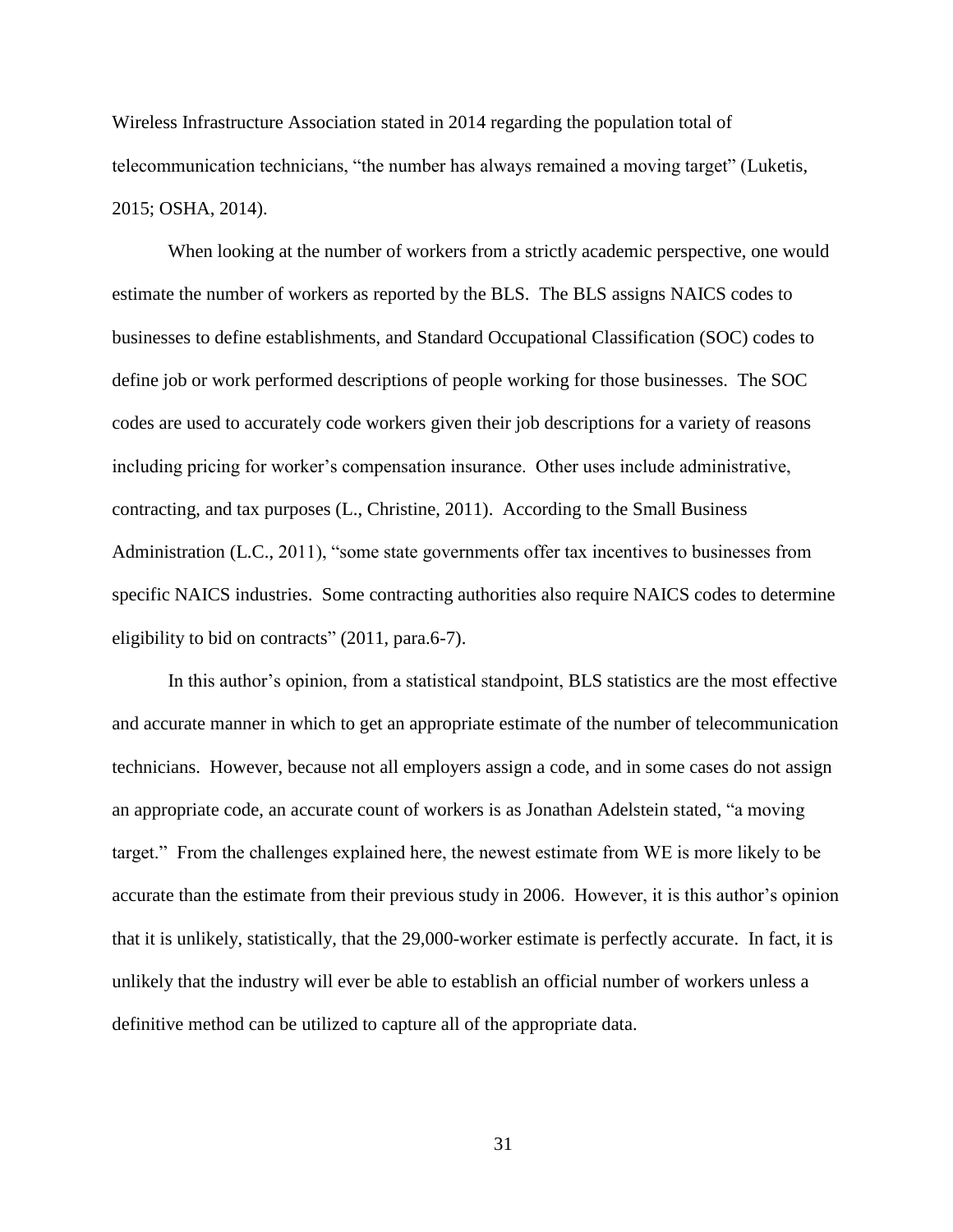Wireless Infrastructure Association stated in 2014 regarding the population total of telecommunication technicians, "the number has always remained a moving target" (Luketis, 2015; OSHA, 2014).

When looking at the number of workers from a strictly academic perspective, one would estimate the number of workers as reported by the BLS. The BLS assigns NAICS codes to businesses to define establishments, and Standard Occupational Classification (SOC) codes to define job or work performed descriptions of people working for those businesses. The SOC codes are used to accurately code workers given their job descriptions for a variety of reasons including pricing for worker's compensation insurance. Other uses include administrative, contracting, and tax purposes (L., Christine, 2011). According to the Small Business Administration (L.C., 2011), "some state governments offer tax incentives to businesses from specific NAICS industries. Some contracting authorities also require NAICS codes to determine eligibility to bid on contracts" (2011, para.6-7).

In this author's opinion, from a statistical standpoint, BLS statistics are the most effective and accurate manner in which to get an appropriate estimate of the number of telecommunication technicians. However, because not all employers assign a code, and in some cases do not assign an appropriate code, an accurate count of workers is as Jonathan Adelstein stated, "a moving target." From the challenges explained here, the newest estimate from WE is more likely to be accurate than the estimate from their previous study in 2006. However, it is this author's opinion that it is unlikely, statistically, that the 29,000-worker estimate is perfectly accurate. In fact, it is unlikely that the industry will ever be able to establish an official number of workers unless a definitive method can be utilized to capture all of the appropriate data.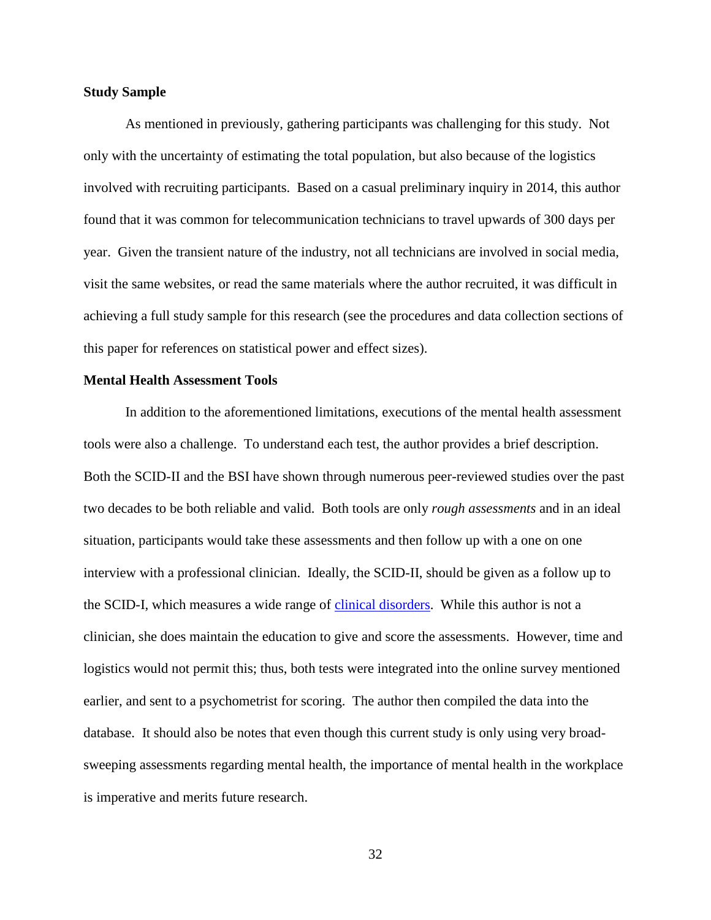**Study Sample**

As mentioned in previously, gathering participants was challenging for this study. Not only with the uncertainty of estimating the total population, but also because of the logistics involved with recruiting participants. Based on a casual preliminary inquiry in 2014, this author found that it was common for telecommunication technicians to travel upwards of 300 days per year. Given the transient nature of the industry, not all technicians are involved in social media, visit the same websites, or read the same materials where the author recruited, it was difficult in achieving a full study sample for this research (see the procedures and data collection sections of this paper for references on statistical power and effect sizes).

**Mental Health Assessment Tools**

In addition to the aforementioned limitations, executions of the mental health assessment tools were also a challenge. To understand each test, the author provides a brief description. Both the SCID-II and the BSI have shown through numerous peer-reviewed studies over the past two decades to be both reliable and valid. Both tools are only *rough assessments* and in an ideal situation, participants would take these assessments and then follow up with a one on one interview with a professional clinician. Ideally, the SCID-II, should be given as a follow up to the SCID-I, which measures a wide range of clinical disorders. While this author is not a clinician, she does maintain the education to give and score the assessments. However, time and logistics would not permit this; thus, both tests were integrated into the online survey mentioned earlier, and sent to a psychometrist for scoring. The author then compiled the data into the database. It should also be notes that even though this current study is only using very broad-sweeping assessments regarding mental health, the importance of mental health in the workplace is imperative and merits future research.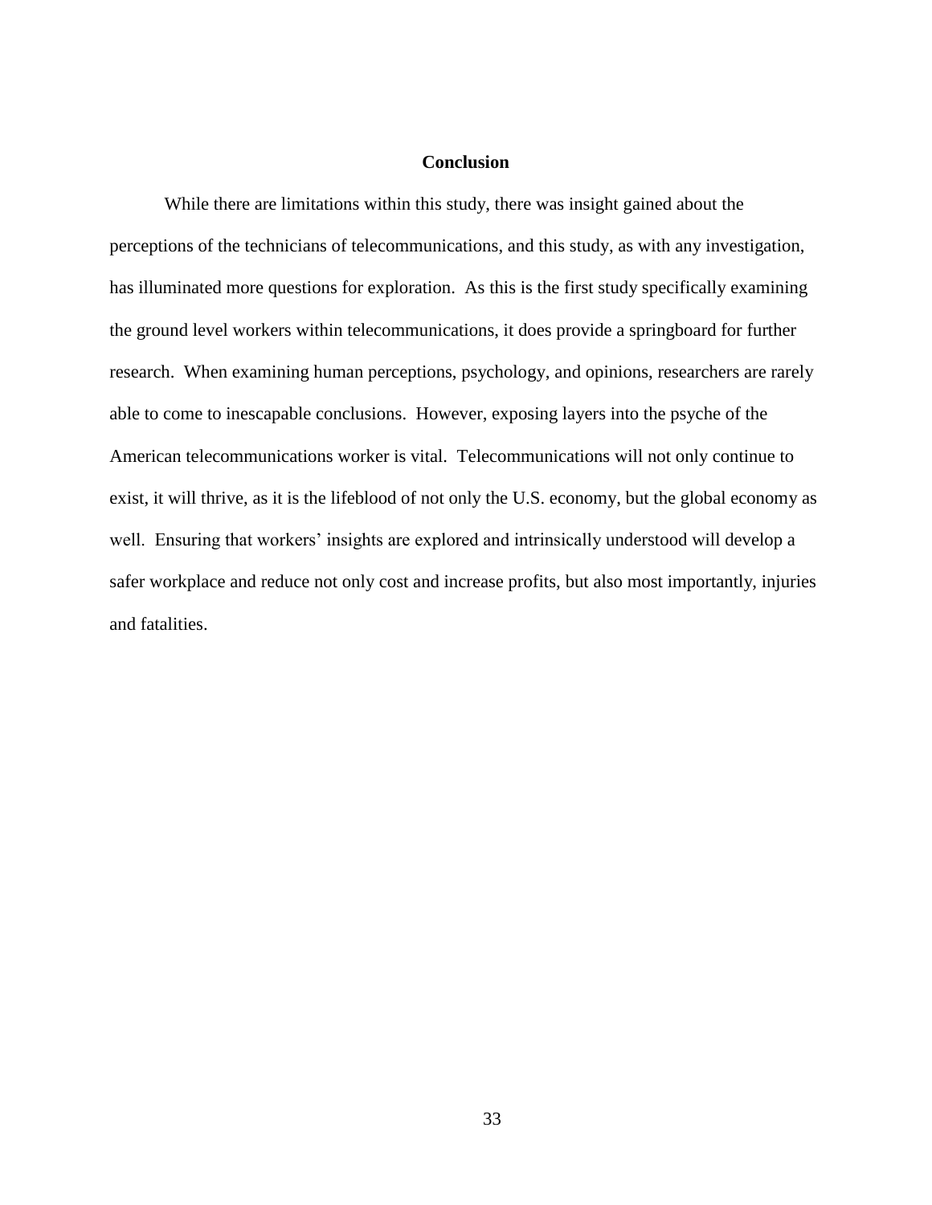## Conclusion

While there are limitations within this study, there was insight gained about the perceptions of the technicians of telecommunications, and this study, as with any investigation, has illuminated more questions for exploration. As this is the first study specifically examining the ground level workers within telecommunications, it does provide a springboard for further research. When examining human perceptions, psychology, and opinions, researchers are rarely able to come to inescapable conclusions. However, exposing layers into the psyche of the American telecommunications worker is vital. Telecommunications will not only continue to exist, it will thrive, as it is the lifeblood of not only the U.S. economy, but the global economy as well. Ensuring that workers' insights are explored and intrinsically understood will develop a safer workplace and reduce not only cost and increase profits, but also most importantly, injuries and fatalities.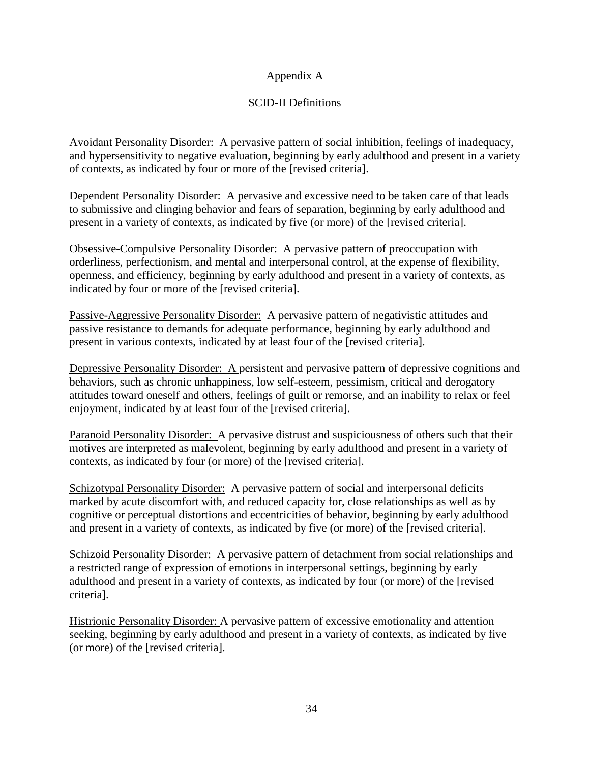# Appendix A

## SCID-II Definitions

<u>Avoidant Personality Disorder:</u> A pervasive pattern of social inhibition, feelings of inadequacy, and hypersensitivity to negative evaluation, beginning by early adulthood and present in a variety of contexts, as indicated by four or more of the [revised criteria].

<u>Dependent Personality Disorder:</u> A pervasive and excessive need to be taken care of that leads to submissive and clinging behavior and fears of separation, beginning by early adulthood and present in a variety of contexts, as indicated by five (or more) of the [revised criteria].

<u>Obsessive-Compulsive Personality Disorder:</u> A pervasive pattern of preoccupation with orderliness, perfectionism, and mental and interpersonal control, at the expense of flexibility, openness, and efficiency, beginning by early adulthood and present in a variety of contexts, as indicated by four or more of the [revised criteria].

<u>Passive-Aggressive Personality Disorder:</u> A pervasive pattern of negativistic attitudes and passive resistance to demands for adequate performance, beginning by early adulthood and present in various contexts, indicated by at least four of the [revised criteria].

<u>Depressive Personality Disorder:</u> A persistent and pervasive pattern of depressive cognitions and behaviors, such as chronic unhappiness, low self-esteem, pessimism, critical and derogatory attitudes toward oneself and others, feelings of guilt or remorse, and an inability to relax or feel enjoyment, indicated by at least four of the [revised criteria].

<u>Paranoid Personality Disorder:</u> A pervasive distrust and suspiciousness of others such that their motives are interpreted as malevolent, beginning by early adulthood and present in a variety of contexts, as indicated by four (or more) of the [revised criteria].

<u>Schizotypal Personality Disorder:</u> A pervasive pattern of social and interpersonal deficits marked by acute discomfort with, and reduced capacity for, close relationships as well as by cognitive or perceptual distortions and eccentricities of behavior, beginning by early adulthood and present in a variety of contexts, as indicated by five (or more) of the [revised criteria].

<u>Schizoid Personality Disorder:</u> A pervasive pattern of detachment from social relationships and a restricted range of expression of emotions in interpersonal settings, beginning by early adulthood and present in a variety of contexts, as indicated by four (or more) of the [revised criteria].

<u>Histrionic Personality Disorder:</u> A pervasive pattern of excessive emotionality and attention seeking, beginning by early adulthood and present in a variety of contexts, as indicated by five (or more) of the [revised criteria].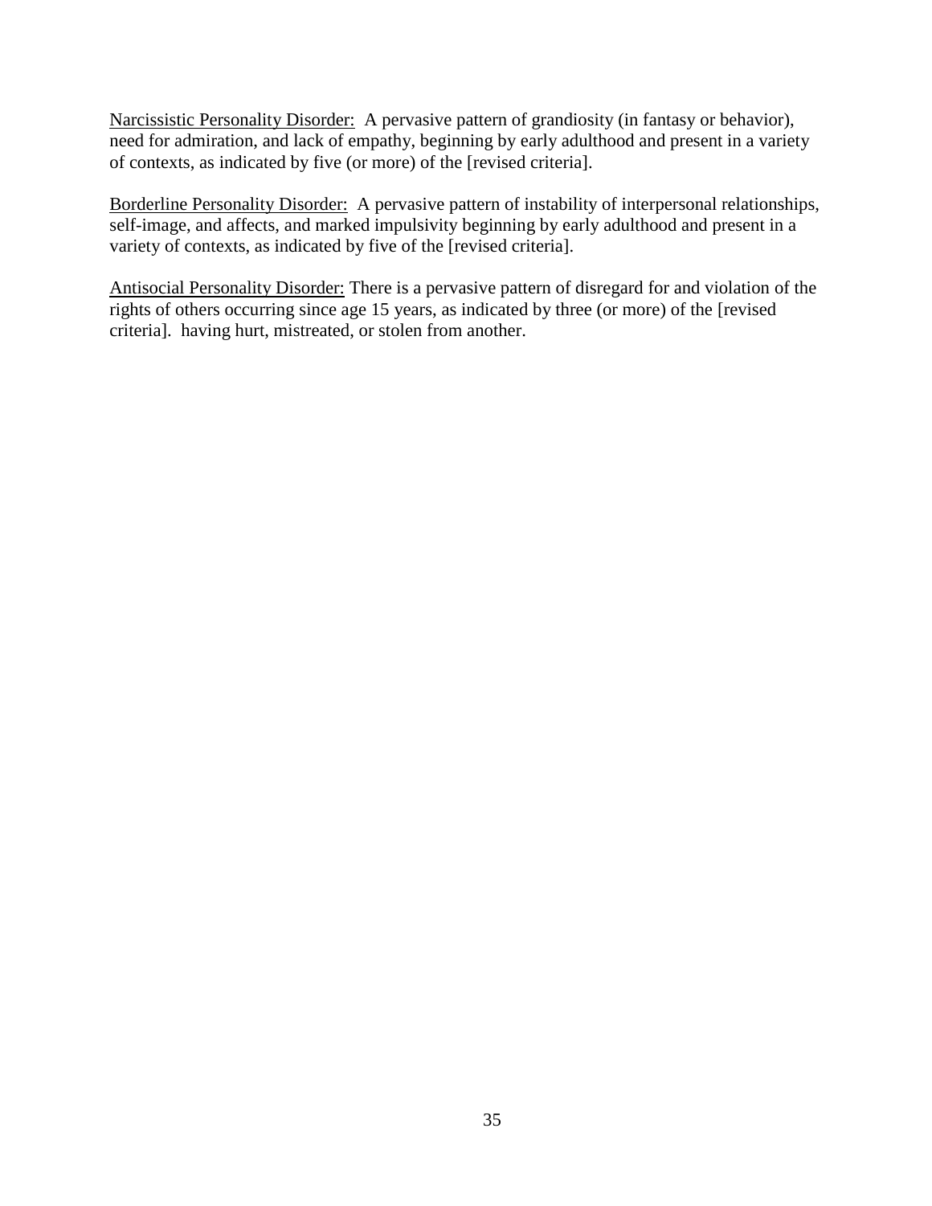<u>Narcissistic Personality Disorder:</u> A pervasive pattern of grandiosity (in fantasy or behavior), need for admiration, and lack of empathy, beginning by early adulthood and present in a variety of contexts, as indicated by five (or more) of the [revised criteria].

<u>Borderline Personality Disorder:</u> A pervasive pattern of instability of interpersonal relationships, self-image, and affects, and marked impulsivity beginning by early adulthood and present in a variety of contexts, as indicated by five of the [revised criteria].

<u>Antisocial Personality Disorder:</u> There is a pervasive pattern of disregard for and violation of the rights of others occurring since age 15 years, as indicated by three (or more) of the [revised criteria]. having hurt, mistreated, or stolen from another.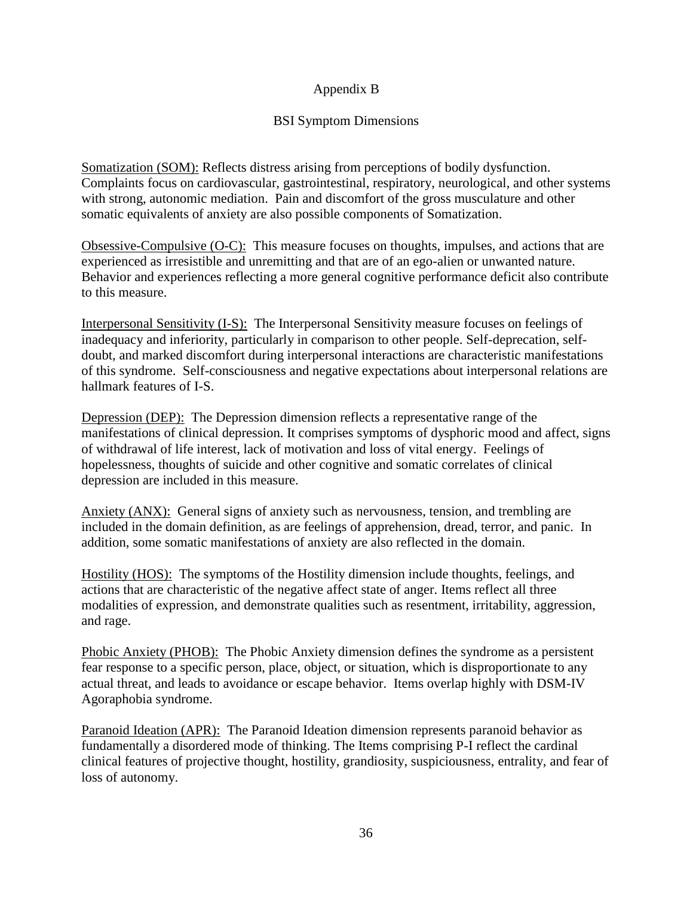# Appendix B

## BSI Symptom Dimensions

Somatization (SOM): Reflects distress arising from perceptions of bodily dysfunction. Complaints focus on cardiovascular, gastrointestinal, respiratory, neurological, and other systems with strong, autonomic mediation. Pain and discomfort of the gross musculature and other somatic equivalents of anxiety are also possible components of Somatization.

Obsessive-Compulsive (O-C): This measure focuses on thoughts, impulses, and actions that are experienced as irresistible and unremitting and that are of an ego-alien or unwanted nature. Behavior and experiences reflecting a more general cognitive performance deficit also contribute to this measure.

Interpersonal Sensitivity (I-S): The Interpersonal Sensitivity measure focuses on feelings of inadequacy and inferiority, particularly in comparison to other people. Self-deprecation, self-doubt, and marked discomfort during interpersonal interactions are characteristic manifestations of this syndrome. Self-consciousness and negative expectations about interpersonal relations are hallmark features of I-S.

Depression (DEP): The Depression dimension reflects a representative range of the manifestations of clinical depression. It comprises symptoms of dysphoric mood and affect, signs of withdrawal of life interest, lack of motivation and loss of vital energy. Feelings of hopelessness, thoughts of suicide and other cognitive and somatic correlates of clinical depression are included in this measure.

Anxiety (ANX): General signs of anxiety such as nervousness, tension, and trembling are included in the domain definition, as are feelings of apprehension, dread, terror, and panic. In addition, some somatic manifestations of anxiety are also reflected in the domain.

Hostility (HOS): The symptoms of the Hostility dimension include thoughts, feelings, and actions that are characteristic of the negative affect state of anger. Items reflect all three modalities of expression, and demonstrate qualities such as resentment, irritability, aggression, and rage.

Phobic Anxiety (PHOB): The Phobic Anxiety dimension defines the syndrome as a persistent fear response to a specific person, place, object, or situation, which is disproportionate to any actual threat, and leads to avoidance or escape behavior. Items overlap highly with DSM-IV Agoraphobia syndrome.

Paranoid Ideation (APR): The Paranoid Ideation dimension represents paranoid behavior as fundamentally a disordered mode of thinking. The Items comprising P-I reflect the cardinal clinical features of projective thought, hostility, grandiosity, suspiciousness, entrality, and fear of loss of autonomy.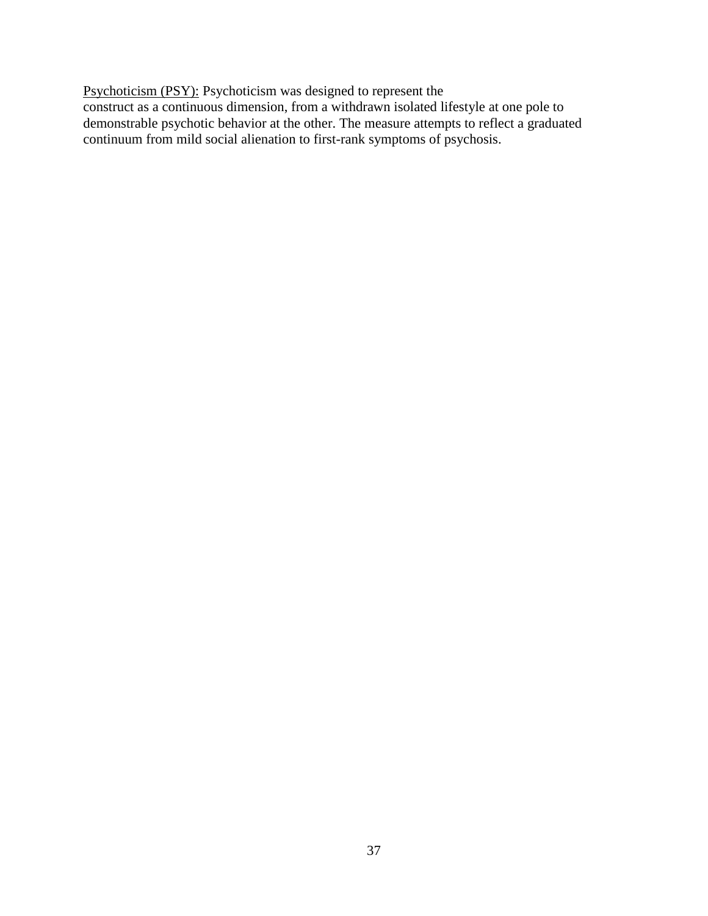<u>Psychoticism (PSY):</u> Psychoticism was designed to represent the construct as a continuous dimension, from a withdrawn isolated lifestyle at one pole to demonstrable psychotic behavior at the other. The measure attempts to reflect a graduated continuum from mild social alienation to first-rank symptoms of psychosis.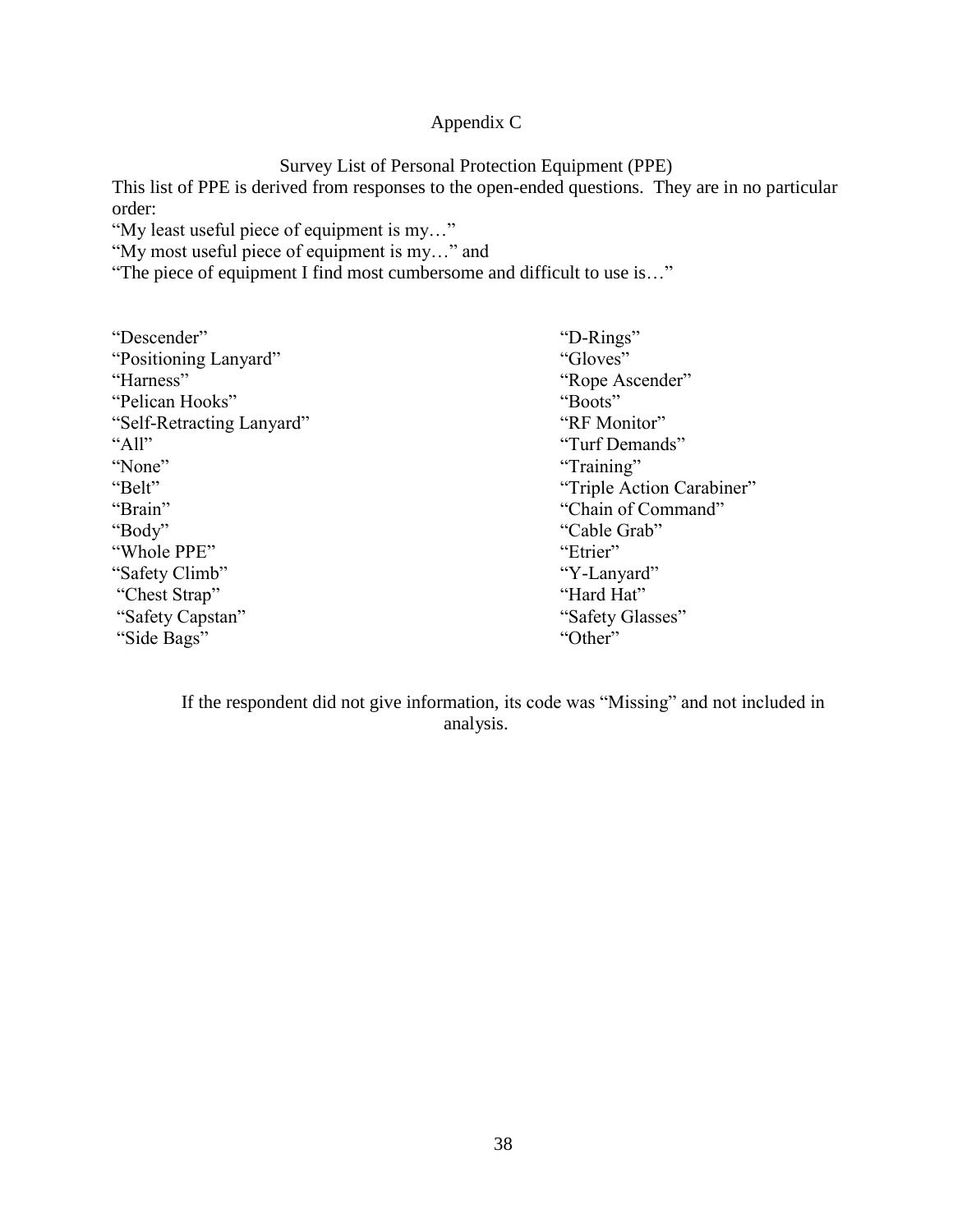# Appendix C

## Survey List of Personal Protection Equipment (PPE)

This list of PPE is derived from responses to the open-ended questions. They are in no particular order:

"My least useful piece of equipment is my…"
"My most useful piece of equipment is my…" and
"The piece of equipment I find most cumbersome and difficult to use is…"

"Descender"
"Positioning Lanyard"
"Harness"
"Pelican Hooks"
"Self-Retracting Lanyard"
"All"
"None"
"Belt"
"Brain"
"Body"
"Whole PPE"
"Safety Climb"
"Chest Strap"
"Safety Capstan"
"Side Bags"
"D-Rings"
"Gloves"
"Rope Ascender"
"Boots"
"RF Monitor"
"Turf Demands"
"Training"
"Triple Action Carabiner"
"Chain of Command"
"Cable Grab"
"Etrier"
"Y-Lanyard"
"Hard Hat"
"Safety Glasses"
"Other"

If the respondent did not give information, its code was "Missing" and not included in analysis.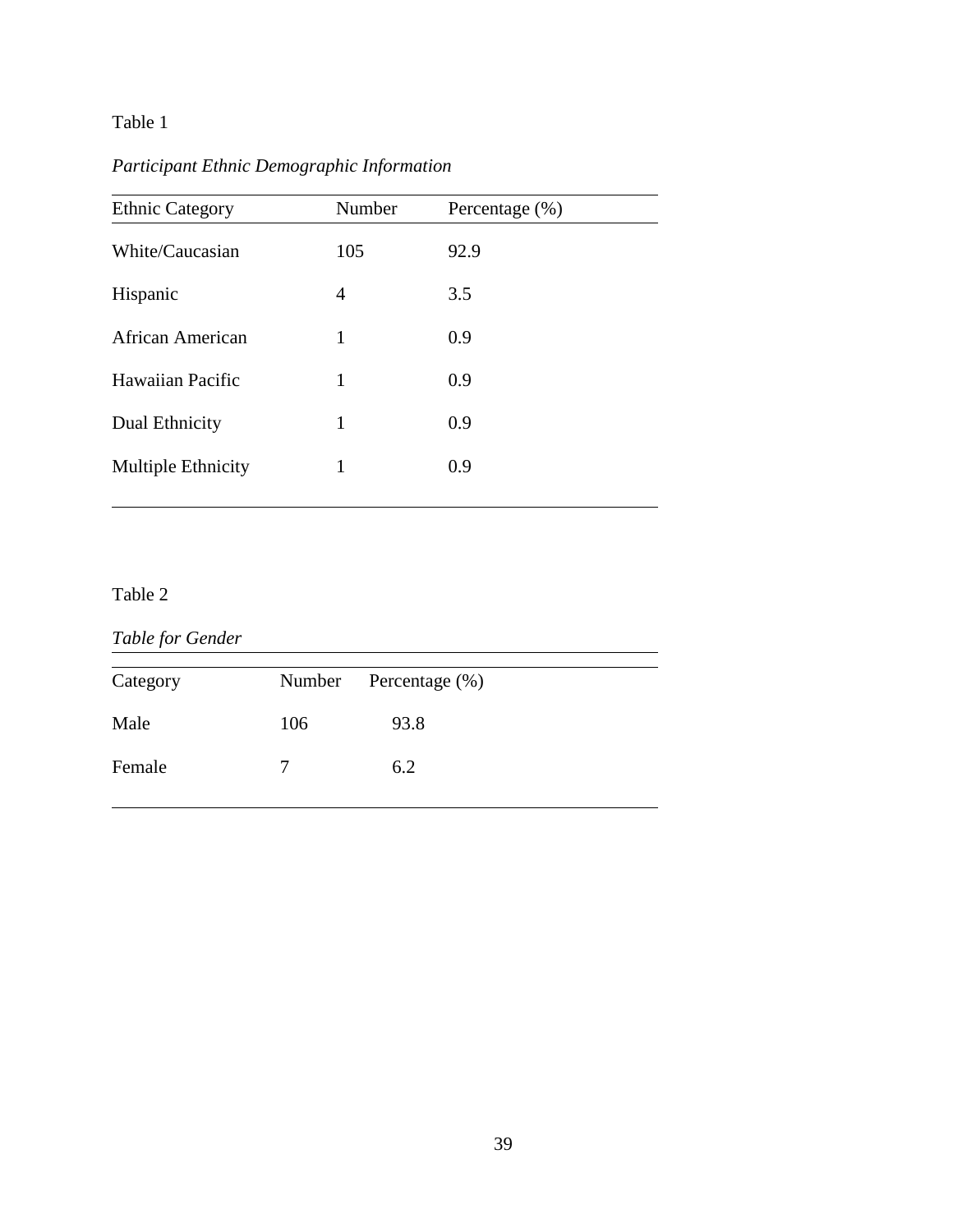Table 1

*Participant Ethnic Demographic Information*

| Ethnic Category | Number | Percentage (%) |
|---|---|---|
| White/Caucasian | 105 | 92.9 |
| Hispanic | 4 | 3.5 |
| African American | 1 | 0.9 |
| Hawaiian Pacific | 1 | 0.9 |
| Dual Ethnicity | 1 | 0.9 |
| Multiple Ethnicity | 1 | 0.9 |

Table 2

*Table for Gender*

| Category | Number | Percentage (%) |
|---|---|---|
| Male | 106 | 93.8 |
| Female | 7 | 6.2 |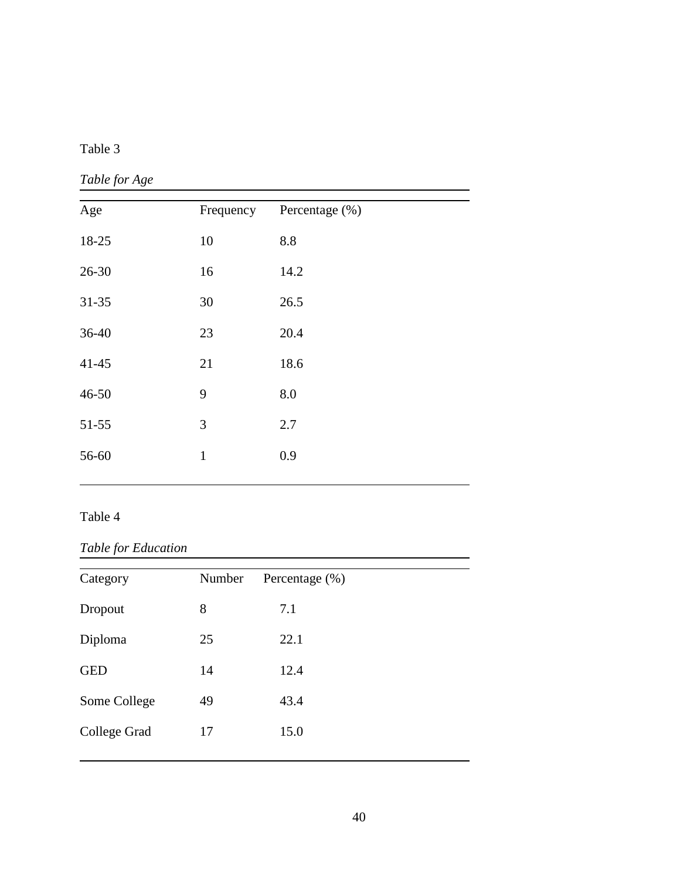Table 3

*Table for Age*

| Age | Frequency | Percentage (%) |
|---|---|---|
| 18-25 | 10 | 8.8 |
| 26-30 | 16 | 14.2 |
| 31-35 | 30 | 26.5 |
| 36-40 | 23 | 20.4 |
| 41-45 | 21 | 18.6 |
| 46-50 | 9 | 8.0 |
| 51-55 | 3 | 2.7 |
| 56-60 | 1 | 0.9 |

Table 4

*Table for Education*

| Category | Number | Percentage (%) |
|---|---|---|
| Dropout | 8 | 7.1 |
| Diploma | 25 | 22.1 |
| GED | 14 | 12.4 |
| Some College | 49 | 43.4 |
| College Grad | 17 | 15.0 |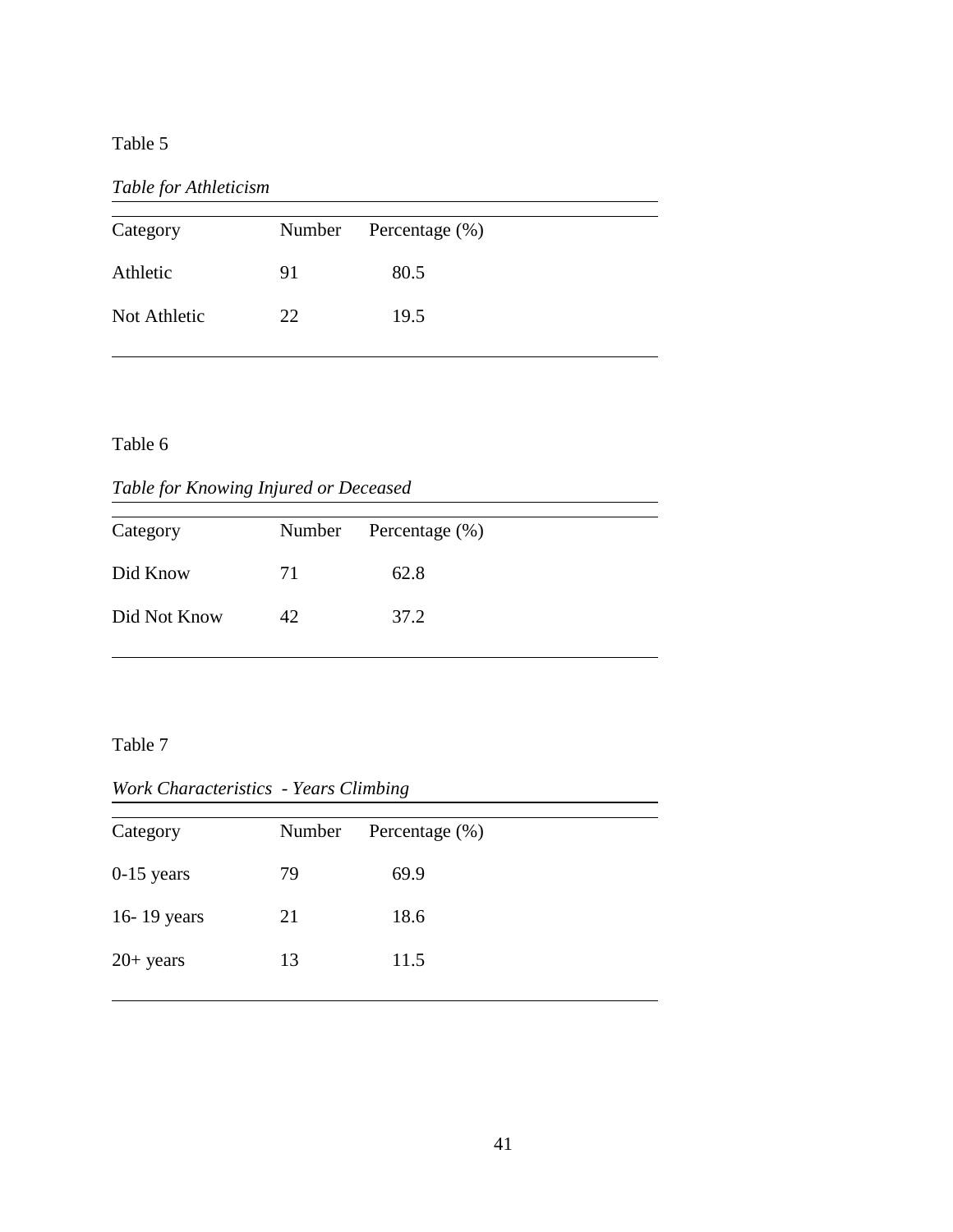Table 5

*Table for Athleticism*

| Category | Number | Percentage (%) |
|---|---|---|
| Athletic | 91 | 80.5 |
| Not Athletic | 22 | 19.5 |

Table 6

*Table for Knowing Injured or Deceased*

| Category | Number | Percentage (%) |
|---|---|---|
| Did Know | 71 | 62.8 |
| Did Not Know | 42 | 37.2 |

Table 7

*Work Characteristics - Years Climbing*

| Category | Number | Percentage (%) |
|---|---|---|
| 0-15 years | 79 | 69.9 |
| 16- 19 years | 21 | 18.6 |
| 20+ years | 13 | 11.5 |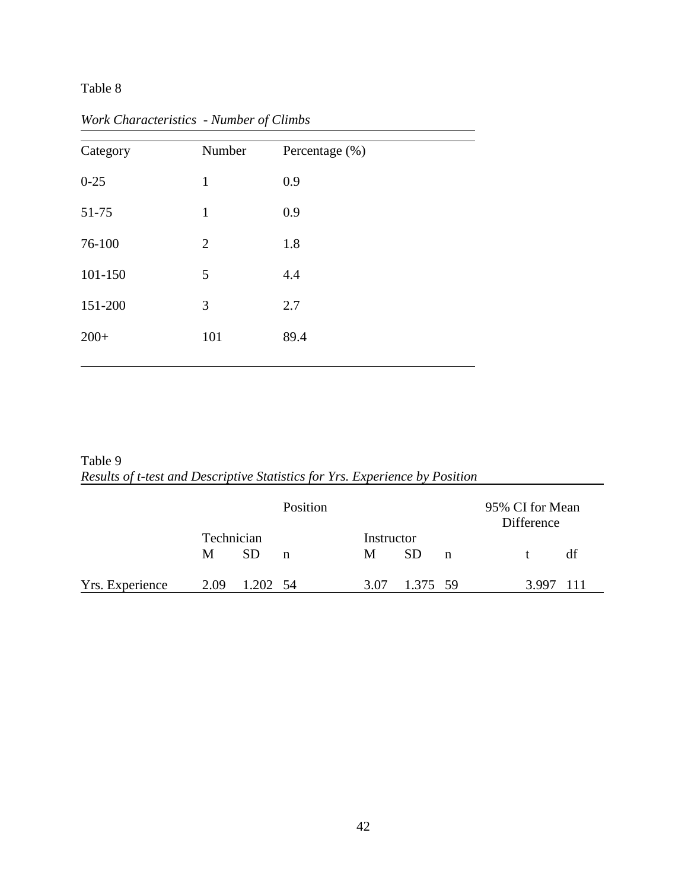Table 8

*Work Characteristics - Number of Climbs*

| Category | Number | Percentage (%) |
|---|---|---|
| 0-25 | 1 | 0.9 |
| 51-75 | 1 | 0.9 |
| 76-100 | 2 | 1.8 |
| 101-150 | 5 | 4.4 |
| 151-200 | 3 | 2.7 |
| 200+ | 101 | 89.4 |

Table 9

*Results of t-test and Descriptive Statistics for Yrs. Experience by Position*

| | Position | | | | | | 95% CI for Mean Difference | |
|---|---|---|---|---|---|---|---|---|
| | Technician | | | Instructor | | | | |
| | M | SD | n | M | SD | n | t | df |
| Yrs. Experience | 2.09 | 1.202 | 54 | 3.07 | 1.375 | 59 | 3.997 | 111 |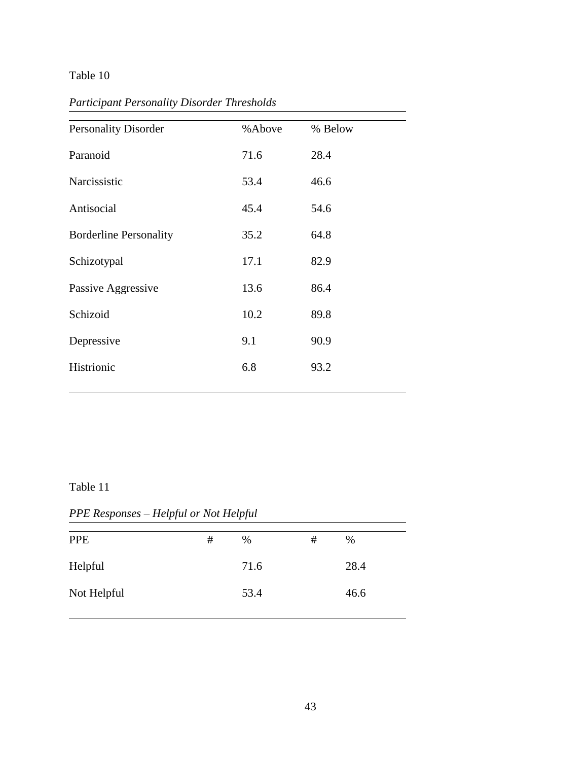Table 10

*Participant Personality Disorder Thresholds*

| Personality Disorder | %Above | % Below |
|---|---|---|
| Paranoid | 71.6 | 28.4 |
| Narcissistic | 53.4 | 46.6 |
| Antisocial | 45.4 | 54.6 |
| Borderline Personality | 35.2 | 64.8 |
| Schizotypal | 17.1 | 82.9 |
| Passive Aggressive | 13.6 | 86.4 |
| Schizoid | 10.2 | 89.8 |
| Depressive | 9.1 | 90.9 |
| Histrionic | 6.8 | 93.2 |

Table 11

*PPE Responses – Helpful or Not Helpful*

| PPE | # | % | # | % |
|---|---|---|---|---|
| Helpful | | 71.6 | | 28.4 |
| Not Helpful | | 53.4 | | 46.6 |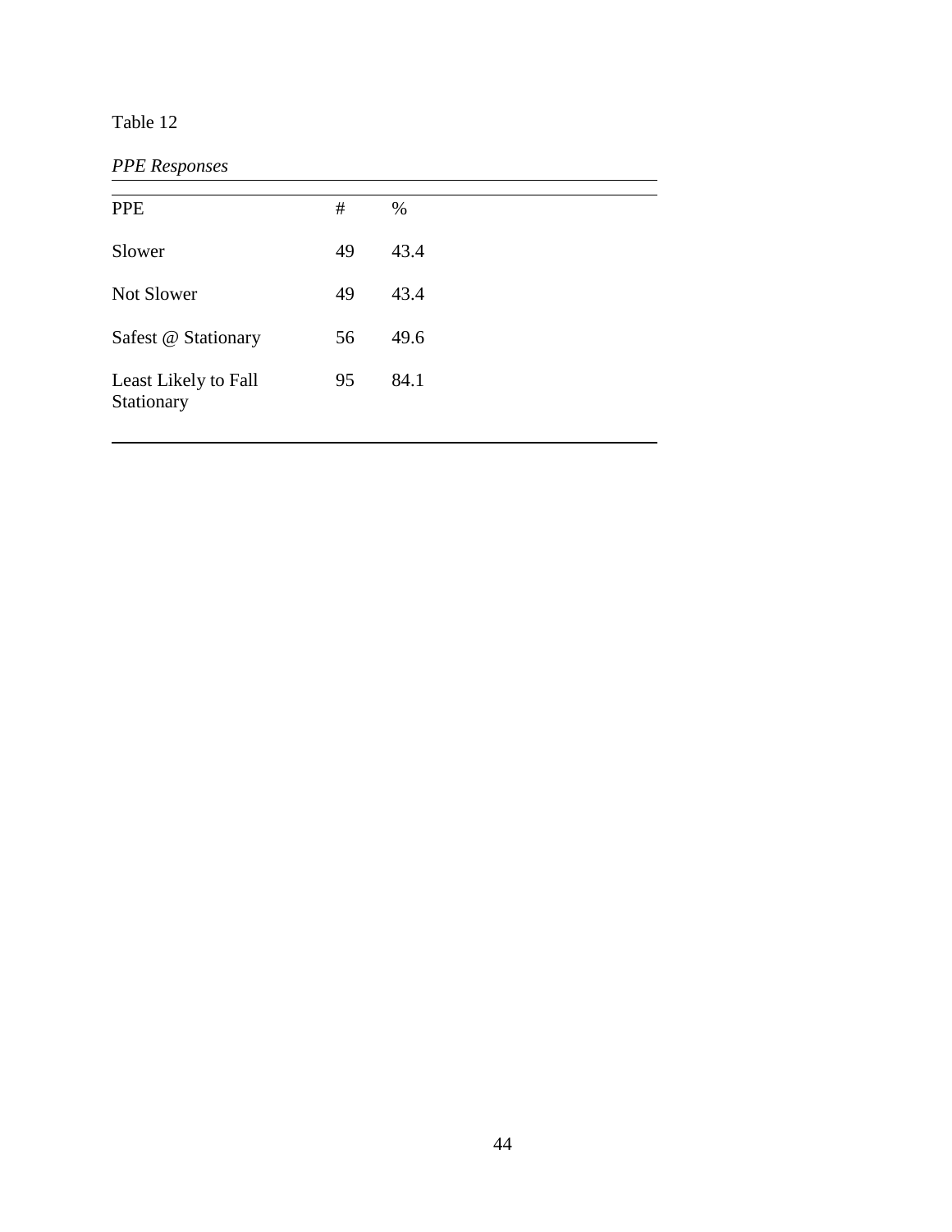Table 12

*PPE Responses*

| PPE | # | % |
|---|---|---|
| Slower | 49 | 43.4 |
| Not Slower | 49 | 43.4 |
| Safest @ Stationary | 56 | 49.6 |
| Least Likely to Fall Stationary | 95 | 84.1 |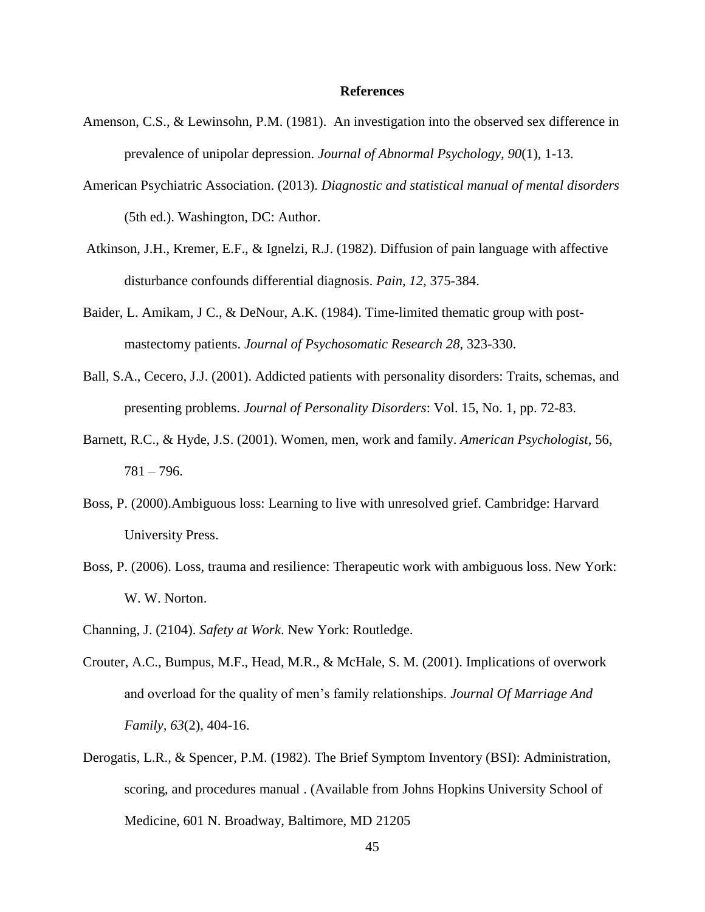**References**

Amenson, C.S., & Lewinsohn, P.M. (1981). An investigation into the observed sex difference in prevalence of unipolar depression. *Journal of Abnormal Psychology, 90*(1), 1-13.

American Psychiatric Association. (2013). *Diagnostic and statistical manual of mental disorders* (5th ed.). Washington, DC: Author.

Atkinson, J.H., Kremer, E.F., & Ignelzi, R.J. (1982). Diffusion of pain language with affective disturbance confounds differential diagnosis. *Pain, 12,* 375-384.

Baider, L. Amikam, J C., & DeNour, A.K. (1984). Time-limited thematic group with post-mastectomy patients. *Journal of Psychosomatic Research 28,* 323-330.

Ball, S.A., Cecero, J.J. (2001). Addicted patients with personality disorders: Traits, schemas, and presenting problems. *Journal of Personality Disorders*: Vol. 15, No. 1, pp. 72-83.

Barnett, R.C., & Hyde, J.S. (2001). Women, men, work and family. *American Psychologist*, 56, 781 – 796.

Boss, P. (2000).Ambiguous loss: Learning to live with unresolved grief. Cambridge: Harvard University Press.

Boss, P. (2006). Loss, trauma and resilience: Therapeutic work with ambiguous loss. New York: W. W. Norton.

Channing, J. (2104). *Safety at Work*. New York: Routledge.

Crouter, A.C., Bumpus, M.F., Head, M.R., & McHale, S. M. (2001). Implications of overwork and overload for the quality of men's family relationships. *Journal Of Marriage And Family, 63*(2), 404-16.

Derogatis, L.R., & Spencer, P.M. (1982). The Brief Symptom Inventory (BSI): Administration, scoring, and procedures manual . (Available from Johns Hopkins University School of Medicine, 601 N. Broadway, Baltimore, MD 21205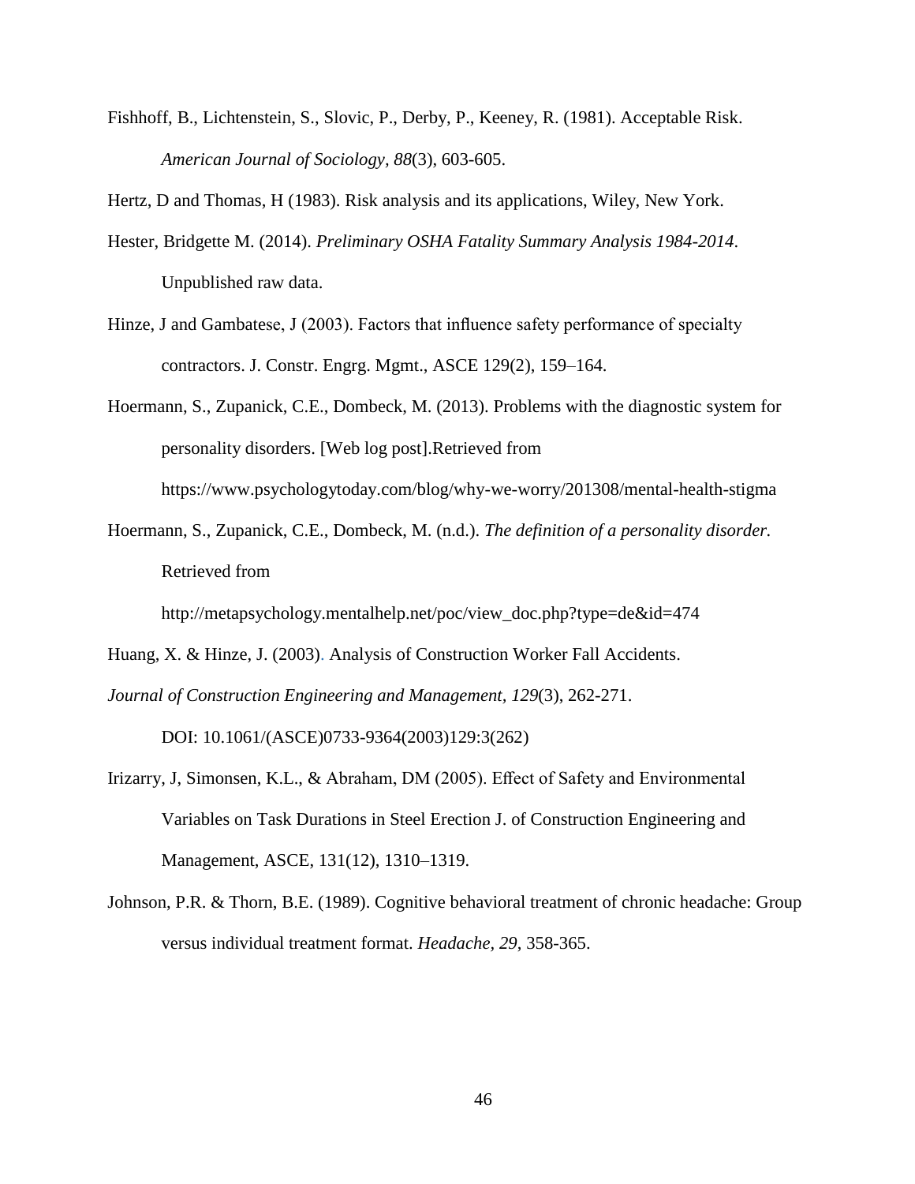Fishhoff, B., Lichtenstein, S., Slovic, P., Derby, P., Keeney, R. (1981). Acceptable Risk. *American Journal of Sociology, 88*(3), 603-605.

Hertz, D and Thomas, H (1983). Risk analysis and its applications, Wiley, New York.

Hester, Bridgette M. (2014). *Preliminary OSHA Fatality Summary Analysis 1984-2014*. Unpublished raw data.

Hinze, J and Gambatese, J (2003). Factors that influence safety performance of specialty contractors. J. Constr. Engrg. Mgmt., ASCE 129(2), 159–164.

Hoermann, S., Zupanick, C.E., Dombeck, M. (2013). Problems with the diagnostic system for personality disorders. [Web log post].Retrieved from https://www.psychologytoday.com/blog/why-we-worry/201308/mental-health-stigma

Hoermann, S., Zupanick, C.E., Dombeck, M. (n.d.). *The definition of a personality disorder.* Retrieved from http://metapsychology.mentalhelp.net/poc/view_doc.php?type=de&id=474

Huang, X. & Hinze, J. (2003). Analysis of Construction Worker Fall Accidents. *Journal of Construction Engineering and Management, 129*(3), 262-271. DOI: 10.1061/(ASCE)0733-9364(2003)129:3(262)

Irizarry, J, Simonsen, K.L., & Abraham, DM (2005). Effect of Safety and Environmental Variables on Task Durations in Steel Erection J. of Construction Engineering and Management, ASCE, 131(12), 1310–1319.

Johnson, P.R. & Thorn, B.E. (1989). Cognitive behavioral treatment of chronic headache: Group versus individual treatment format. *Headache, 29*, 358-365.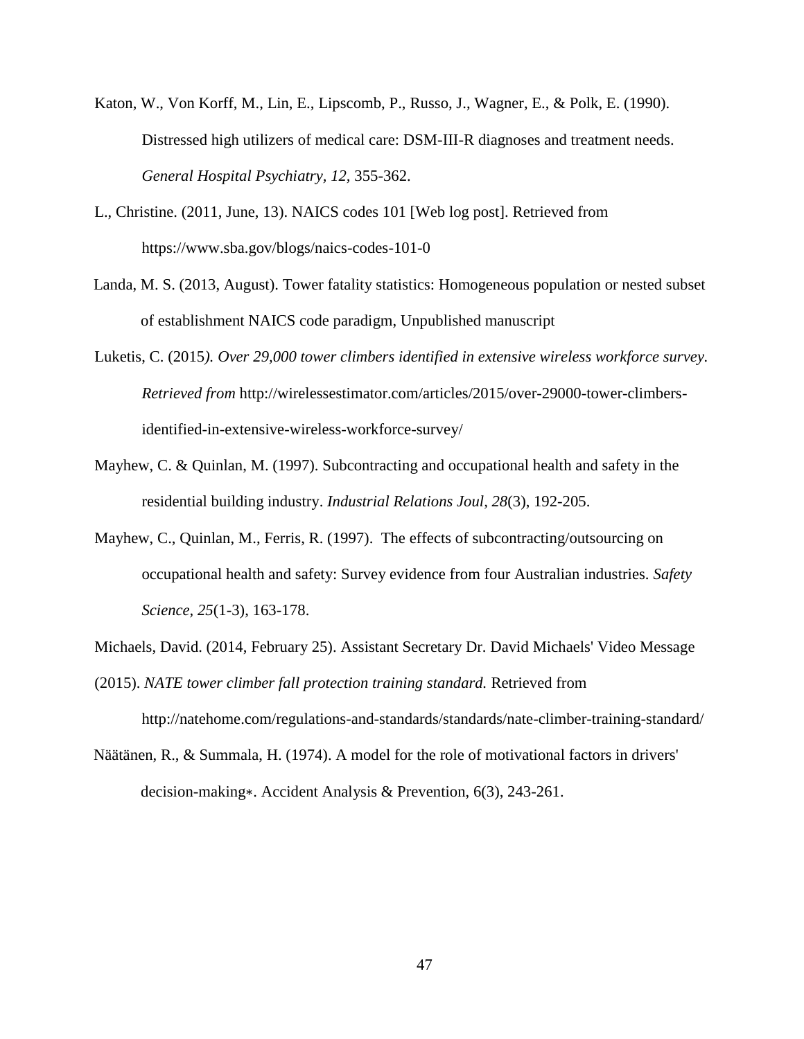Katon, W., Von Korff, M., Lin, E., Lipscomb, P., Russo, J., Wagner, E., & Polk, E. (1990). Distressed high utilizers of medical care: DSM-III-R diagnoses and treatment needs. *General Hospital Psychiatry, 12*, 355-362.

L., Christine. (2011, June, 13). NAICS codes 101 [Web log post]. Retrieved from https://www.sba.gov/blogs/naics-codes-101-0

Landa, M. S. (2013, August). Tower fatality statistics: Homogeneous population or nested subset of establishment NAICS code paradigm, Unpublished manuscript

Luketis, C. (2015*). Over 29,000 tower climbers identified in extensive wireless workforce survey. Retrieved from* http://wirelessestimator.com/articles/2015/over-29000-tower-climbers-identified-in-extensive-wireless-workforce-survey/

Mayhew, C. & Quinlan, M. (1997). Subcontracting and occupational health and safety in the residential building industry. *Industrial Relations Joul, 28*(3), 192-205.

Mayhew, C., Quinlan, M., Ferris, R. (1997). The effects of subcontracting/outsourcing on occupational health and safety: Survey evidence from four Australian industries. *Safety Science, 25*(1-3), 163-178.

Michaels, David. (2014, February 25). Assistant Secretary Dr. David Michaels' Video Message

(2015). *NATE tower climber fall protection training standard.* Retrieved from http://natehome.com/regulations-and-standards/standards/nate-climber-training-standard/

Näätänen, R., & Summala, H. (1974). A model for the role of motivational factors in drivers' decision-making∗. Accident Analysis & Prevention, 6(3), 243-261.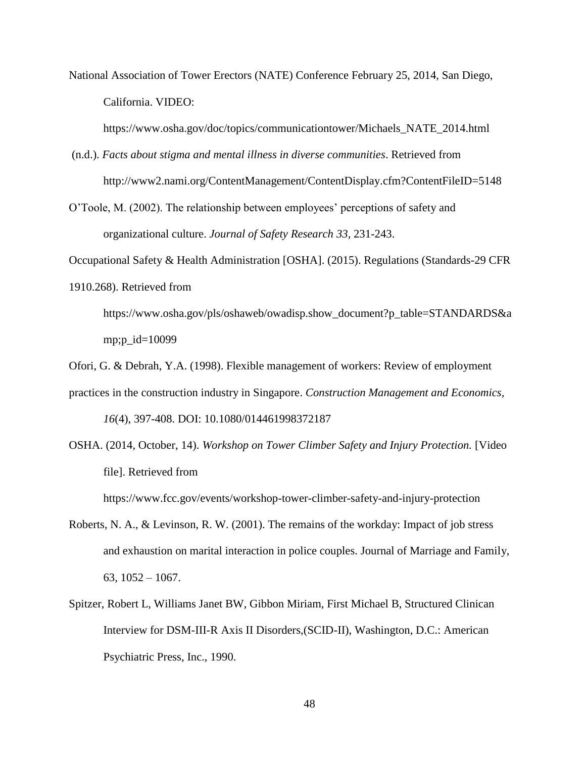National Association of Tower Erectors (NATE) Conference February 25, 2014, San Diego, California. VIDEO: https://www.osha.gov/doc/topics/communicationtower/Michaels_NATE_2014.html

(n.d.). *Facts about stigma and mental illness in diverse communities*. Retrieved from http://www2.nami.org/ContentManagement/ContentDisplay.cfm?ContentFileID=5148

O'Toole, M. (2002). The relationship between employees' perceptions of safety and organizational culture. *Journal of Safety Research 33*, 231-243.

Occupational Safety & Health Administration [OSHA]. (2015). Regulations (Standards-29 CFR 1910.268). Retrieved from https://www.osha.gov/pls/oshaweb/owadisp.show_document?p_table=STANDARDS&amp;p_id=10099

Ofori, G. & Debrah, Y.A. (1998). Flexible management of workers: Review of employment practices in the construction industry in Singapore. *Construction Management and Economics, 16*(4), 397-408. DOI: 10.1080/014461998372187

OSHA. (2014, October, 14). *Workshop on Tower Climber Safety and Injury Protection.* [Video file]. Retrieved from https://www.fcc.gov/events/workshop-tower-climber-safety-and-injury-protection

Roberts, N. A., & Levinson, R. W. (2001). The remains of the workday: Impact of job stress and exhaustion on marital interaction in police couples. Journal of Marriage and Family, 63, 1052 – 1067.

Spitzer, Robert L, Williams Janet BW, Gibbon Miriam, First Michael B, Structured Clinican Interview for DSM-III-R Axis II Disorders,(SCID-II), Washington, D.C.: American Psychiatric Press, Inc., 1990.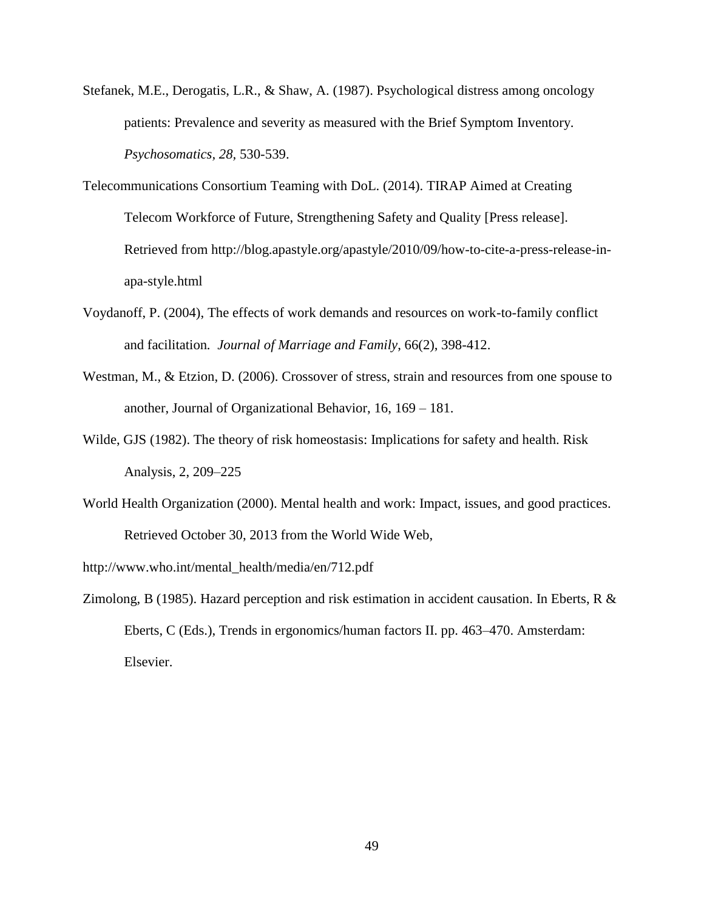Stefanek, M.E., Derogatis, L.R., & Shaw, A. (1987). Psychological distress among oncology patients: Prevalence and severity as measured with the Brief Symptom Inventory. *Psychosomatics*, *28*, 530-539.

Telecommunications Consortium Teaming with DoL. (2014). TIRAP Aimed at Creating Telecom Workforce of Future, Strengthening Safety and Quality [Press release]. Retrieved from http://blog.apastyle.org/apastyle/2010/09/how-to-cite-a-press-release-in-apa-style.html

Voydanoff, P. (2004), The effects of work demands and resources on work-to-family conflict and facilitation. *Journal of Marriage and Family*, 66(2), 398-412.

Westman, M., & Etzion, D. (2006). Crossover of stress, strain and resources from one spouse to another, Journal of Organizational Behavior, 16, 169 – 181.

Wilde, GJS (1982). The theory of risk homeostasis: Implications for safety and health. Risk Analysis, 2, 209–225

World Health Organization (2000). Mental health and work: Impact, issues, and good practices. Retrieved October 30, 2013 from the World Wide Web,

http://www.who.int/mental_health/media/en/712.pdf

Zimolong, B (1985). Hazard perception and risk estimation in accident causation. In Eberts, R & Eberts, C (Eds.), Trends in ergonomics/human factors II. pp. 463–470. Amsterdam: Elsevier.